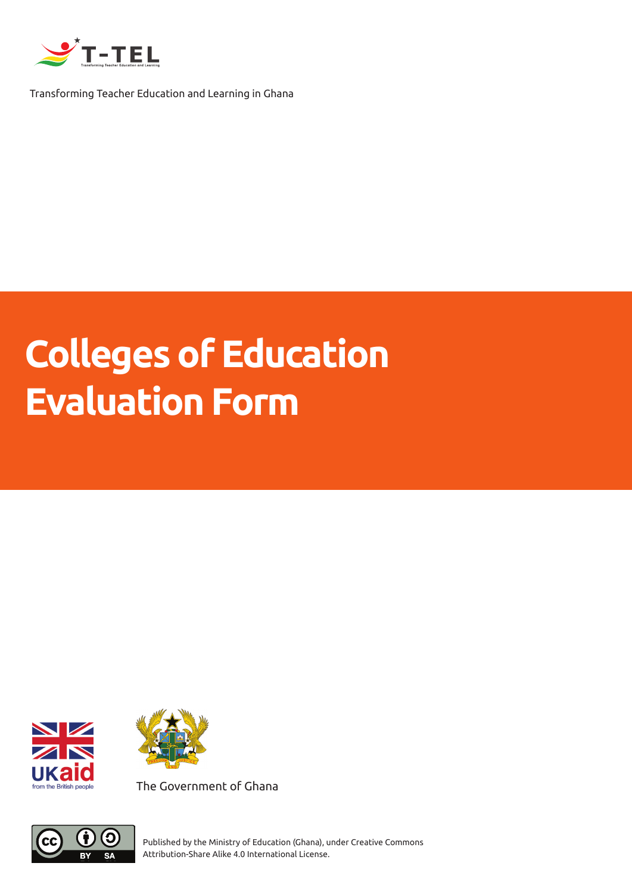T-TEL

Transforming Teacher Education and Learning in Ghana

# Colleges of Education Evaluation Form

UKaid from the British people

The Government of Ghana

Published by the Ministry of Education (Ghana), under Creative Commons Attribution-Share Alike 4.0 International License.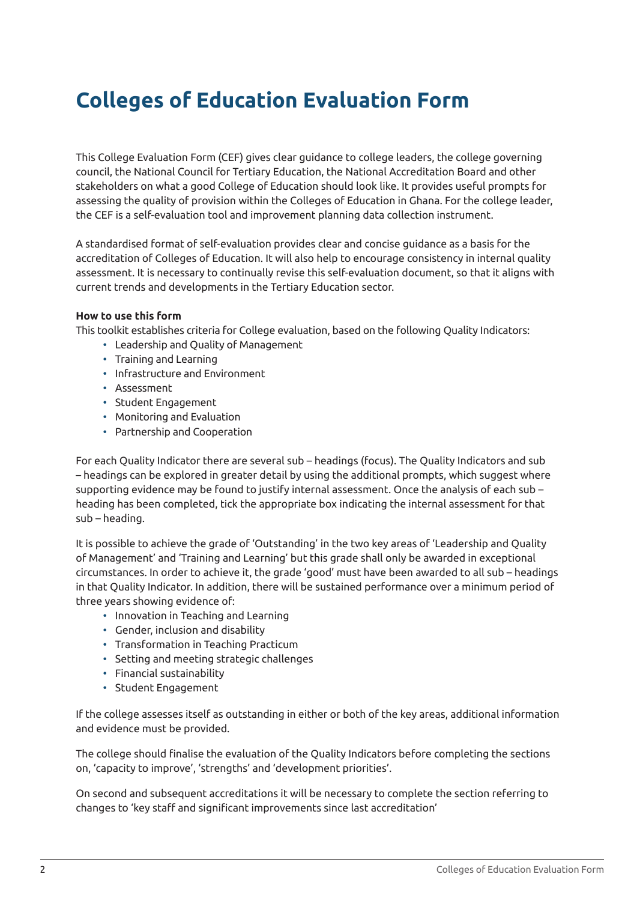# Colleges of Education Evaluation Form

This College Evaluation Form (CEF) gives clear guidance to college leaders, the college governing council, the National Council for Tertiary Education, the National Accreditation Board and other stakeholders on what a good College of Education should look like. It provides useful prompts for assessing the quality of provision within the Colleges of Education in Ghana. For the college leader, the CEF is a self-evaluation tool and improvement planning data collection instrument.

A standardised format of self-evaluation provides clear and concise guidance as a basis for the accreditation of Colleges of Education. It will also help to encourage consistency in internal quality assessment. It is necessary to continually revise this self-evaluation document, so that it aligns with current trends and developments in the Tertiary Education sector.

**How to use this form**

This toolkit establishes criteria for College evaluation, based on the following Quality Indicators:

- Leadership and Quality of Management
- Training and Learning
- Infrastructure and Environment
- Assessment
- Student Engagement
- Monitoring and Evaluation
- Partnership and Cooperation

For each Quality Indicator there are several sub – headings (focus). The Quality Indicators and sub – headings can be explored in greater detail by using the additional prompts, which suggest where supporting evidence may be found to justify internal assessment. Once the analysis of each sub – heading has been completed, tick the appropriate box indicating the internal assessment for that sub – heading.

It is possible to achieve the grade of 'Outstanding' in the two key areas of 'Leadership and Quality of Management' and 'Training and Learning' but this grade shall only be awarded in exceptional circumstances. In order to achieve it, the grade 'good' must have been awarded to all sub – headings in that Quality Indicator. In addition, there will be sustained performance over a minimum period of three years showing evidence of:

- Innovation in Teaching and Learning
- Gender, inclusion and disability
- Transformation in Teaching Practicum
- Setting and meeting strategic challenges
- Financial sustainability
- Student Engagement

If the college assesses itself as outstanding in either or both of the key areas, additional information and evidence must be provided.

The college should finalise the evaluation of the Quality Indicators before completing the sections on, 'capacity to improve', 'strengths' and 'development priorities'.

On second and subsequent accreditations it will be necessary to complete the section referring to changes to 'key staff and significant improvements since last accreditation'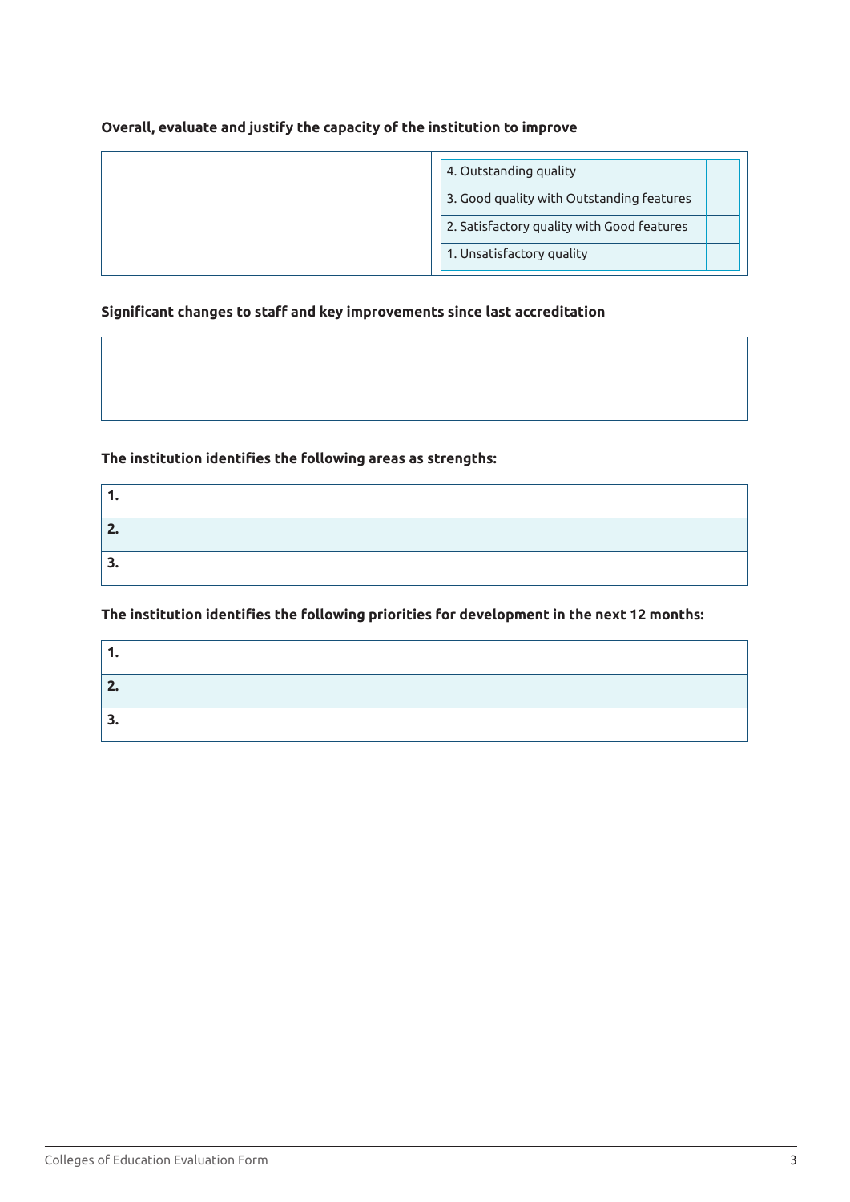**Overall, evaluate and justify the capacity of the institution to improve**

| | | |
|---|---|---|
| | 4. Outstanding quality | |
| | 3. Good quality with Outstanding features | |
| | 2. Satisfactory quality with Good features | |
| | 1. Unsatisfactory quality | |

**Significant changes to staff and key improvements since last accreditation**

| |
|---|
| |

**The institution identifies the following areas as strengths:**

| |
|---|
| **1.** |
| **2.** |
| **3.** |

**The institution identifies the following priorities for development in the next 12 months:**

| |
|---|
| **1.** |
| **2.** |
| **3.** |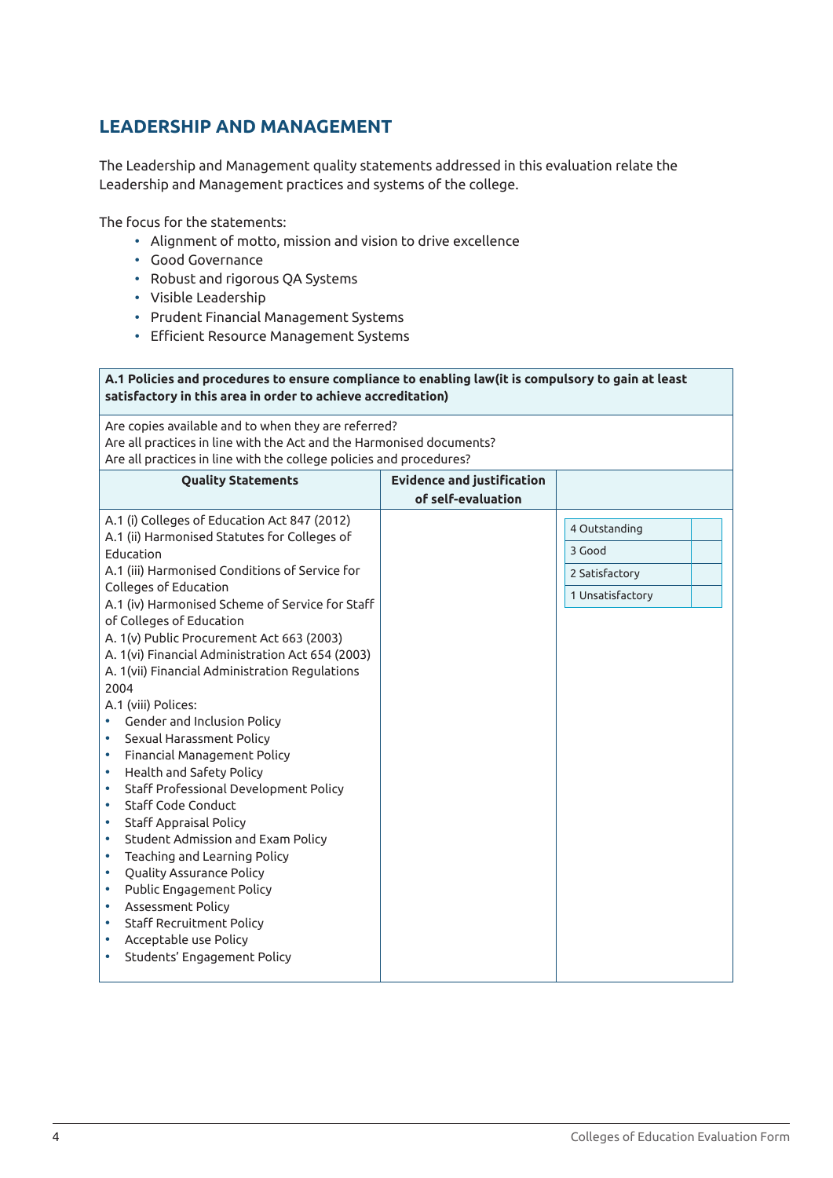## LEADERSHIP AND MANAGEMENT

The Leadership and Management quality statements addressed in this evaluation relate the Leadership and Management practices and systems of the college.

The focus for the statements:

- Alignment of motto, mission and vision to drive excellence
- Good Governance
- Robust and rigorous QA Systems
- Visible Leadership
- Prudent Financial Management Systems
- Efficient Resource Management Systems

| **A.1 Policies and procedures to ensure compliance to enabling law(it is compulsory to gain at least satisfactory in this area in order to achieve accreditation)** | | |
|---|---|---|
| Are copies available and to when they are referred?<br>Are all practices in line with the Act and the Harmonised documents?<br>Are all practices in line with the college policies and procedures? | | |
| **Quality Statements** | **Evidence and justification of self-evaluation** | |
| A.1 (i) Colleges of Education Act 847 (2012)<br>A.1 (ii) Harmonised Statutes for Colleges of Education<br>A.1 (iii) Harmonised Conditions of Service for Colleges of Education<br>A.1 (iv) Harmonised Scheme of Service for Staff of Colleges of Education<br>A. 1(v) Public Procurement Act 663 (2003)<br>A. 1(vi) Financial Administration Act 654 (2003)<br>A. 1(vii) Financial Administration Regulations 2004<br>A.1 (viii) Polices:<br>• Gender and Inclusion Policy<br>• Sexual Harassment Policy<br>• Financial Management Policy<br>• Health and Safety Policy<br>• Staff Professional Development Policy<br>• Staff Code Conduct<br>• Staff Appraisal Policy<br>• Student Admission and Exam Policy<br>• Teaching and Learning Policy<br>• Quality Assurance Policy<br>• Public Engagement Policy<br>• Assessment Policy<br>• Staff Recruitment Policy<br>• Acceptable use Policy<br>• Students' Engagement Policy | | 4 Outstanding ☐<br>3 Good ☐<br>2 Satisfactory ☐<br>1 Unsatisfactory ☐ |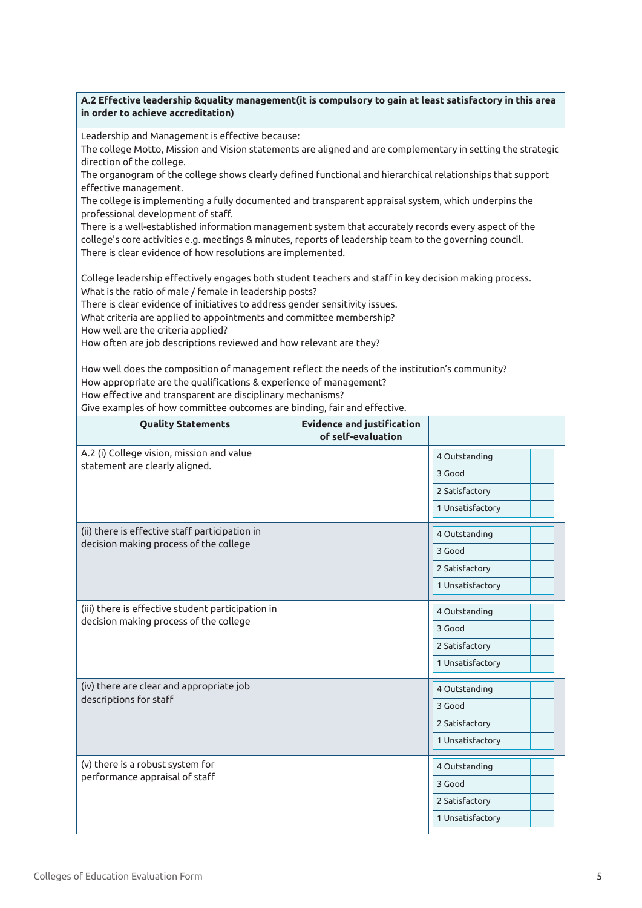**A.2 Effective leadership &quality management(it is compulsory to gain at least satisfactory in this area in order to achieve accreditation)**

Leadership and Management is effective because:
The college Motto, Mission and Vision statements are aligned and are complementary in setting the strategic direction of the college.
The organogram of the college shows clearly defined functional and hierarchical relationships that support effective management.
The college is implementing a fully documented and transparent appraisal system, which underpins the professional development of staff.
There is a well-established information management system that accurately records every aspect of the college's core activities e.g. meetings & minutes, reports of leadership team to the governing council.
There is clear evidence of how resolutions are implemented.

College leadership effectively engages both student teachers and staff in key decision making process.
What is the ratio of male / female in leadership posts?
There is clear evidence of initiatives to address gender sensitivity issues.
What criteria are applied to appointments and committee membership?
How well are the criteria applied?
How often are job descriptions reviewed and how relevant are they?

How well does the composition of management reflect the needs of the institution's community?
How appropriate are the qualifications & experience of management?
How effective and transparent are disciplinary mechanisms?
Give examples of how committee outcomes are binding, fair and effective.

| Quality Statements | Evidence and justification of self-evaluation | |
|---|---|---|
| A.2 (i) College vision, mission and value statement are clearly aligned. | | 4 Outstanding<br>3 Good<br>2 Satisfactory<br>1 Unsatisfactory |
| (ii) there is effective staff participation in decision making process of the college | | 4 Outstanding<br>3 Good<br>2 Satisfactory<br>1 Unsatisfactory |
| (iii) there is effective student participation in decision making process of the college | | 4 Outstanding<br>3 Good<br>2 Satisfactory<br>1 Unsatisfactory |
| (iv) there are clear and appropriate job descriptions for staff | | 4 Outstanding<br>3 Good<br>2 Satisfactory<br>1 Unsatisfactory |
| (v) there is a robust system for performance appraisal of staff | | 4 Outstanding<br>3 Good<br>2 Satisfactory<br>1 Unsatisfactory |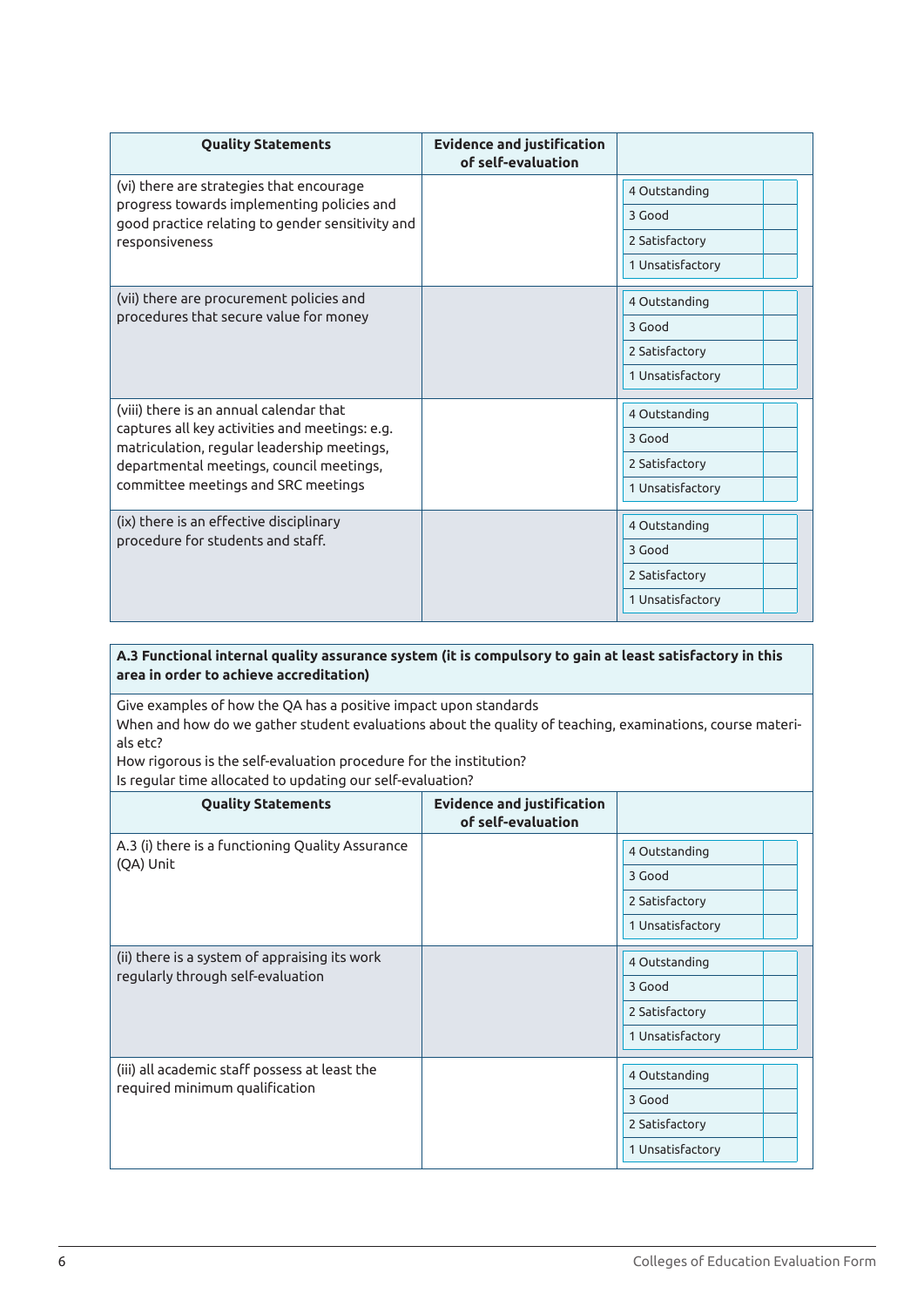| Quality Statements | Evidence and justification of self-evaluation | |
|---|---|---|
| (vi) there are strategies that encourage progress towards implementing policies and good practice relating to gender sensitivity and responsiveness | | 4 Outstanding<br>3 Good<br>2 Satisfactory<br>1 Unsatisfactory |
| (vii) there are procurement policies and procedures that secure value for money | | 4 Outstanding<br>3 Good<br>2 Satisfactory<br>1 Unsatisfactory |
| (viii) there is an annual calendar that captures all key activities and meetings: e.g. matriculation, regular leadership meetings, departmental meetings, council meetings, committee meetings and SRC meetings | | 4 Outstanding<br>3 Good<br>2 Satisfactory<br>1 Unsatisfactory |
| (ix) there is an effective disciplinary procedure for students and staff. | | 4 Outstanding<br>3 Good<br>2 Satisfactory<br>1 Unsatisfactory |

**A.3 Functional internal quality assurance system (it is compulsory to gain at least satisfactory in this area in order to achieve accreditation)**

Give examples of how the QA has a positive impact upon standards
When and how do we gather student evaluations about the quality of teaching, examinations, course materials etc?
How rigorous is the self-evaluation procedure for the institution?
Is regular time allocated to updating our self-evaluation?

| Quality Statements | Evidence and justification of self-evaluation | |
|---|---|---|
| A.3 (i) there is a functioning Quality Assurance (QA) Unit | | 4 Outstanding<br>3 Good<br>2 Satisfactory<br>1 Unsatisfactory |
| (ii) there is a system of appraising its work regularly through self-evaluation | | 4 Outstanding<br>3 Good<br>2 Satisfactory<br>1 Unsatisfactory |
| (iii) all academic staff possess at least the required minimum qualification | | 4 Outstanding<br>3 Good<br>2 Satisfactory<br>1 Unsatisfactory |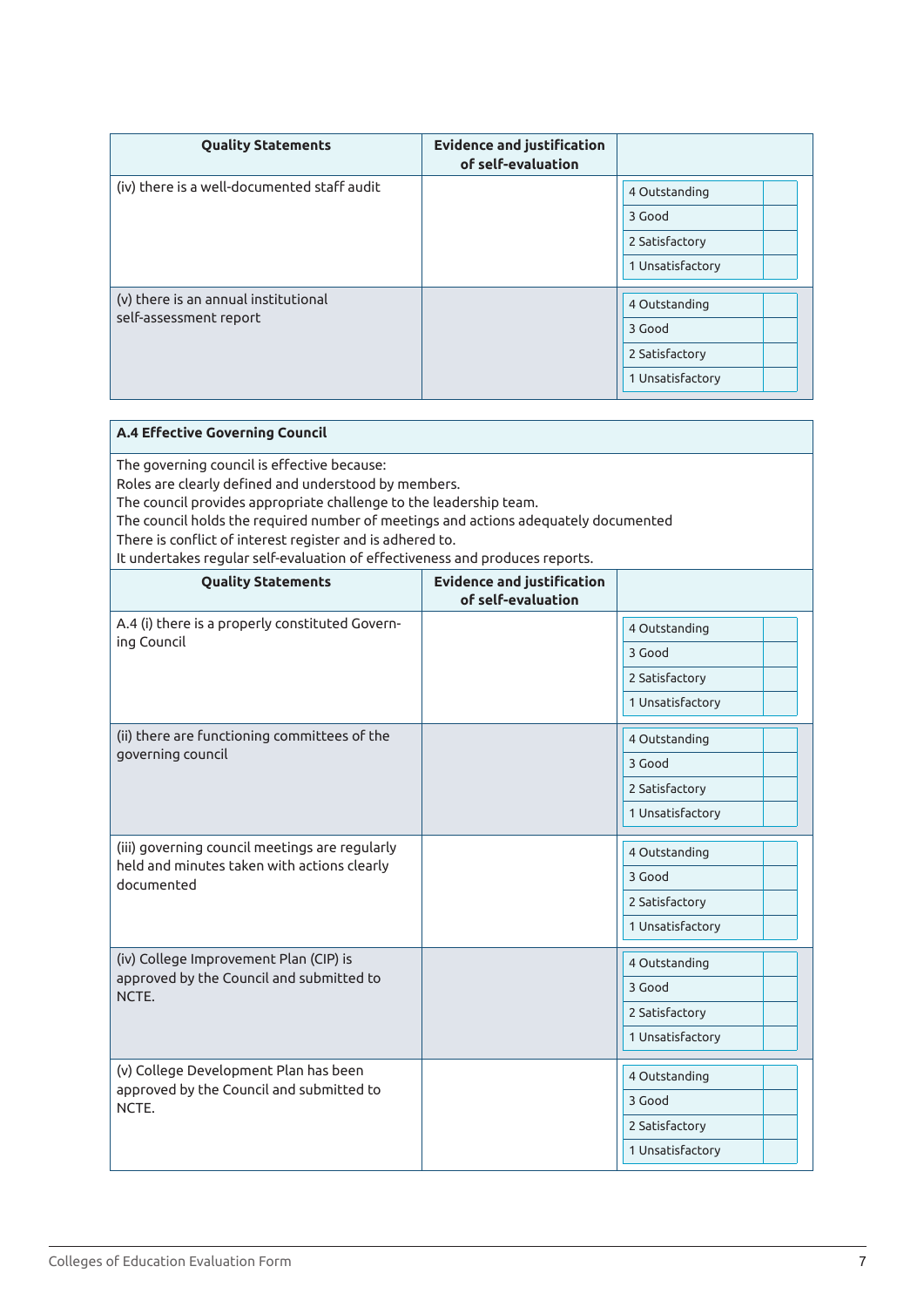| Quality Statements | Evidence and justification of self-evaluation | |
|---|---|---|
| (iv) there is a well-documented staff audit | | 4 Outstanding<br>3 Good<br>2 Satisfactory<br>1 Unsatisfactory |
| (v) there is an annual institutional self-assessment report | | 4 Outstanding<br>3 Good<br>2 Satisfactory<br>1 Unsatisfactory |

**A.4 Effective Governing Council**

The governing council is effective because:
Roles are clearly defined and understood by members.
The council provides appropriate challenge to the leadership team.
The council holds the required number of meetings and actions adequately documented
There is conflict of interest register and is adhered to.
It undertakes regular self-evaluation of effectiveness and produces reports.

| Quality Statements | Evidence and justification of self-evaluation | |
|---|---|---|
| A.4 (i) there is a properly constituted Governing Council | | 4 Outstanding<br>3 Good<br>2 Satisfactory<br>1 Unsatisfactory |
| (ii) there are functioning committees of the governing council | | 4 Outstanding<br>3 Good<br>2 Satisfactory<br>1 Unsatisfactory |
| (iii) governing council meetings are regularly held and minutes taken with actions clearly documented | | 4 Outstanding<br>3 Good<br>2 Satisfactory<br>1 Unsatisfactory |
| (iv) College Improvement Plan (CIP) is approved by the Council and submitted to NCTE. | | 4 Outstanding<br>3 Good<br>2 Satisfactory<br>1 Unsatisfactory |
| (v) College Development Plan has been approved by the Council and submitted to NCTE. | | 4 Outstanding<br>3 Good<br>2 Satisfactory<br>1 Unsatisfactory |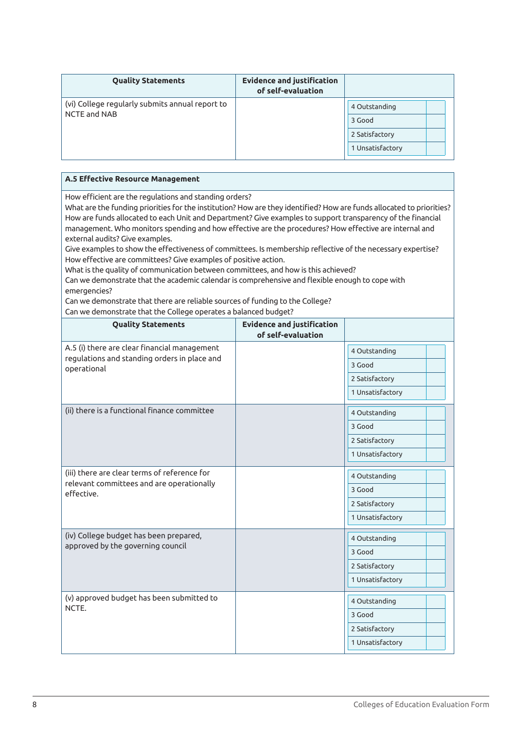| Quality Statements | Evidence and justification of self-evaluation | |
|---|---|---|
| (vi) College regularly submits annual report to NCTE and NAB | | 4 Outstanding<br>3 Good<br>2 Satisfactory<br>1 Unsatisfactory |

**A.5 Effective Resource Management**

How efficient are the regulations and standing orders?
What are the funding priorities for the institution? How are they identified? How are funds allocated to priorities? How are funds allocated to each Unit and Department? Give examples to support transparency of the financial management. Who monitors spending and how effective are the procedures? How effective are internal and external audits? Give examples.
Give examples to show the effectiveness of committees. Is membership reflective of the necessary expertise? How effective are committees? Give examples of positive action.
What is the quality of communication between committees, and how is this achieved?
Can we demonstrate that the academic calendar is comprehensive and flexible enough to cope with emergencies?
Can we demonstrate that there are reliable sources of funding to the College?
Can we demonstrate that the College operates a balanced budget?

| Quality Statements | Evidence and justification of self-evaluation | |
|---|---|---|
| A.5 (i) there are clear financial management regulations and standing orders in place and operational | | 4 Outstanding<br>3 Good<br>2 Satisfactory<br>1 Unsatisfactory |
| (ii) there is a functional finance committee | | 4 Outstanding<br>3 Good<br>2 Satisfactory<br>1 Unsatisfactory |
| (iii) there are clear terms of reference for relevant committees and are operationally effective. | | 4 Outstanding<br>3 Good<br>2 Satisfactory<br>1 Unsatisfactory |
| (iv) College budget has been prepared, approved by the governing council | | 4 Outstanding<br>3 Good<br>2 Satisfactory<br>1 Unsatisfactory |
| (v) approved budget has been submitted to NCTE. | | 4 Outstanding<br>3 Good<br>2 Satisfactory<br>1 Unsatisfactory |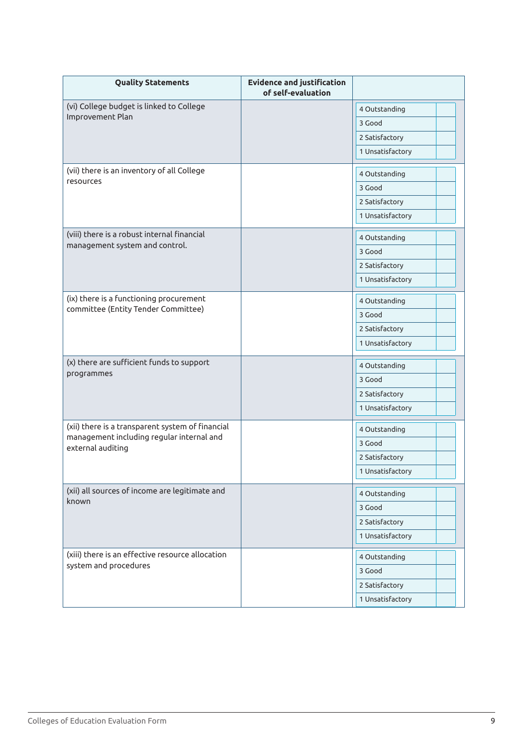| Quality Statements | Evidence and justification of self-evaluation | |
|---|---|---|
| (vi) College budget is linked to College Improvement Plan | | 4 Outstanding<br>3 Good<br>2 Satisfactory<br>1 Unsatisfactory |
| (vii) there is an inventory of all College resources | | 4 Outstanding<br>3 Good<br>2 Satisfactory<br>1 Unsatisfactory |
| (viii) there is a robust internal financial management system and control. | | 4 Outstanding<br>3 Good<br>2 Satisfactory<br>1 Unsatisfactory |
| (ix) there is a functioning procurement committee (Entity Tender Committee) | | 4 Outstanding<br>3 Good<br>2 Satisfactory<br>1 Unsatisfactory |
| (x) there are sufficient funds to support programmes | | 4 Outstanding<br>3 Good<br>2 Satisfactory<br>1 Unsatisfactory |
| (xii) there is a transparent system of financial management including regular internal and external auditing | | 4 Outstanding<br>3 Good<br>2 Satisfactory<br>1 Unsatisfactory |
| (xii) all sources of income are legitimate and known | | 4 Outstanding<br>3 Good<br>2 Satisfactory<br>1 Unsatisfactory |
| (xiii) there is an effective resource allocation system and procedures | | 4 Outstanding<br>3 Good<br>2 Satisfactory<br>1 Unsatisfactory |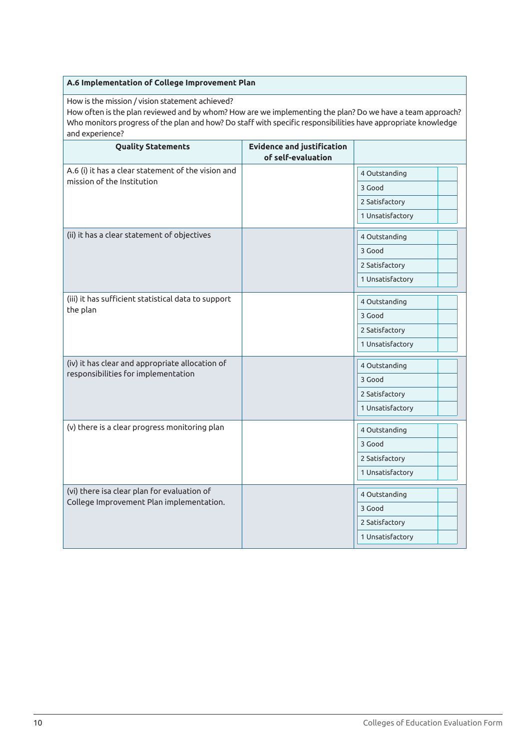**A.6 Implementation of College Improvement Plan**

How is the mission / vision statement achieved?
How often is the plan reviewed and by whom? How are we implementing the plan? Do we have a team approach? Who monitors progress of the plan and how? Do staff with specific responsibilities have appropriate knowledge and experience?

| Quality Statements | Evidence and justification of self-evaluation | |
|---|---|---|
| A.6 (i) it has a clear statement of the vision and mission of the Institution | | 4 Outstanding<br>3 Good<br>2 Satisfactory<br>1 Unsatisfactory |
| (ii) it has a clear statement of objectives | | 4 Outstanding<br>3 Good<br>2 Satisfactory<br>1 Unsatisfactory |
| (iii) it has sufficient statistical data to support the plan | | 4 Outstanding<br>3 Good<br>2 Satisfactory<br>1 Unsatisfactory |
| (iv) it has clear and appropriate allocation of responsibilities for implementation | | 4 Outstanding<br>3 Good<br>2 Satisfactory<br>1 Unsatisfactory |
| (v) there is a clear progress monitoring plan | | 4 Outstanding<br>3 Good<br>2 Satisfactory<br>1 Unsatisfactory |
| (vi) there isa clear plan for evaluation of College Improvement Plan implementation. | | 4 Outstanding<br>3 Good<br>2 Satisfactory<br>1 Unsatisfactory |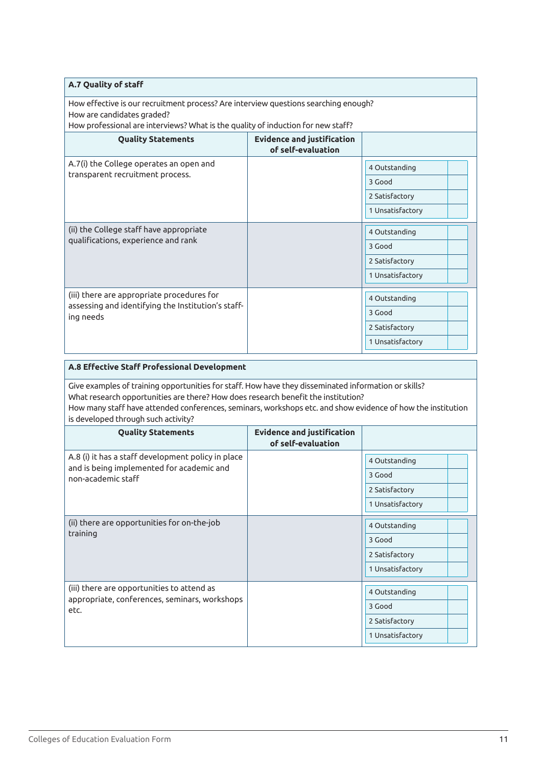## A.7 Quality of staff

How effective is our recruitment process? Are interview questions searching enough?
How are candidates graded?
How professional are interviews? What is the quality of induction for new staff?

| Quality Statements | Evidence and justification of self-evaluation | | |
|---|---|---|---|
| A.7(i) the College operates an open and transparent recruitment process. | | 4 Outstanding | |
| | | 3 Good | |
| | | 2 Satisfactory | |
| | | 1 Unsatisfactory | |
| (ii) the College staff have appropriate qualifications, experience and rank | | 4 Outstanding | |
| | | 3 Good | |
| | | 2 Satisfactory | |
| | | 1 Unsatisfactory | |
| (iii) there are appropriate procedures for assessing and identifying the Institution's staffing needs | | 4 Outstanding | |
| | | 3 Good | |
| | | 2 Satisfactory | |
| | | 1 Unsatisfactory | |

## A.8 Effective Staff Professional Development

Give examples of training opportunities for staff. How have they disseminated information or skills?
What research opportunities are there? How does research benefit the institution?
How many staff have attended conferences, seminars, workshops etc. and show evidence of how the institution is developed through such activity?

| Quality Statements | Evidence and justification of self-evaluation | | |
|---|---|---|---|
| A.8 (i) it has a staff development policy in place and is being implemented for academic and non-academic staff | | 4 Outstanding | |
| | | 3 Good | |
| | | 2 Satisfactory | |
| | | 1 Unsatisfactory | |
| (ii) there are opportunities for on-the-job training | | 4 Outstanding | |
| | | 3 Good | |
| | | 2 Satisfactory | |
| | | 1 Unsatisfactory | |
| (iii) there are opportunities to attend as appropriate, conferences, seminars, workshops etc. | | 4 Outstanding | |
| | | 3 Good | |
| | | 2 Satisfactory | |
| | | 1 Unsatisfactory | |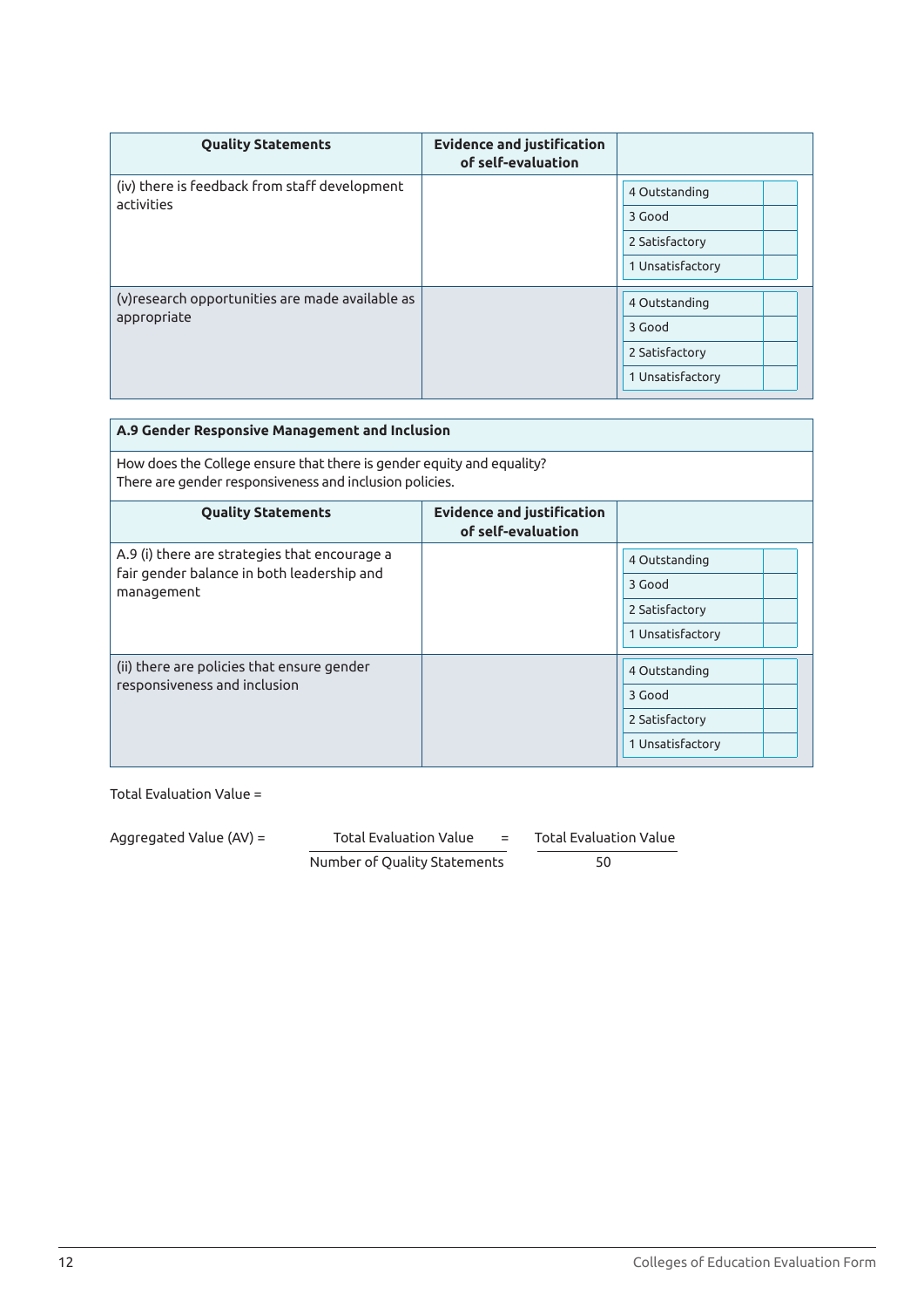| Quality Statements | Evidence and justification of self-evaluation | |
|---|---|---|
| (iv) there is feedback from staff development activities | | 4 Outstanding<br>3 Good<br>2 Satisfactory<br>1 Unsatisfactory |
| (v)research opportunities are made available as appropriate | | 4 Outstanding<br>3 Good<br>2 Satisfactory<br>1 Unsatisfactory |

**A.9 Gender Responsive Management and Inclusion**

How does the College ensure that there is gender equity and equality?
There are gender responsiveness and inclusion policies.

| Quality Statements | Evidence and justification of self-evaluation | |
|---|---|---|
| A.9 (i) there are strategies that encourage a fair gender balance in both leadership and management | | 4 Outstanding<br>3 Good<br>2 Satisfactory<br>1 Unsatisfactory |
| (ii) there are policies that ensure gender responsiveness and inclusion | | 4 Outstanding<br>3 Good<br>2 Satisfactory<br>1 Unsatisfactory |

Total Evaluation Value =

$$\text{Aggregated Value (AV)} = \frac{\text{Total Evaluation Value}}{\text{Number of Quality Statements}} = \frac{\text{Total Evaluation Value}}{50}$$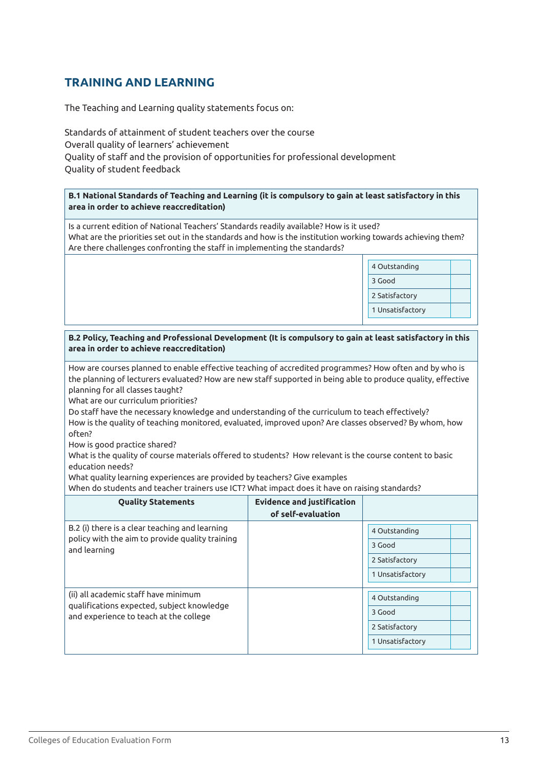## TRAINING AND LEARNING

The Teaching and Learning quality statements focus on:

Standards of attainment of student teachers over the course
Overall quality of learners' achievement
Quality of staff and the provision of opportunities for professional development
Quality of student feedback

| **B.1 National Standards of Teaching and Learning (it is compulsory to gain at least satisfactory in this area in order to achieve reaccreditation)** | |
|---|---|
| Is a current edition of National Teachers' Standards readily available? How is it used?<br>What are the priorities set out in the standards and how is the institution working towards achieving them?<br>Are there challenges confronting the staff in implementing the standards? | |
| | 4 Outstanding<br>3 Good<br>2 Satisfactory<br>1 Unsatisfactory |

| **B.2 Policy, Teaching and Professional Development (It is compulsory to gain at least satisfactory in this area in order to achieve reaccreditation)** | | |
|---|---|---|
| How are courses planned to enable effective teaching of accredited programmes? How often and by who is the planning of lecturers evaluated? How are new staff supported in being able to produce quality, effective planning for all classes taught?<br>What are our curriculum priorities?<br>Do staff have the necessary knowledge and understanding of the curriculum to teach effectively?<br>How is the quality of teaching monitored, evaluated, improved upon? Are classes observed? By whom, how often?<br>How is good practice shared?<br>What is the quality of course materials offered to students? How relevant is the course content to basic education needs?<br>What quality learning experiences are provided by teachers? Give examples<br>When do students and teacher trainers use ICT? What impact does it have on raising standards? | | |
| **Quality Statements** | **Evidence and justification of self-evaluation** | |
| B.2 (i) there is a clear teaching and learning policy with the aim to provide quality training and learning | | 4 Outstanding<br>3 Good<br>2 Satisfactory<br>1 Unsatisfactory |
| (ii) all academic staff have minimum qualifications expected, subject knowledge and experience to teach at the college | | 4 Outstanding<br>3 Good<br>2 Satisfactory<br>1 Unsatisfactory |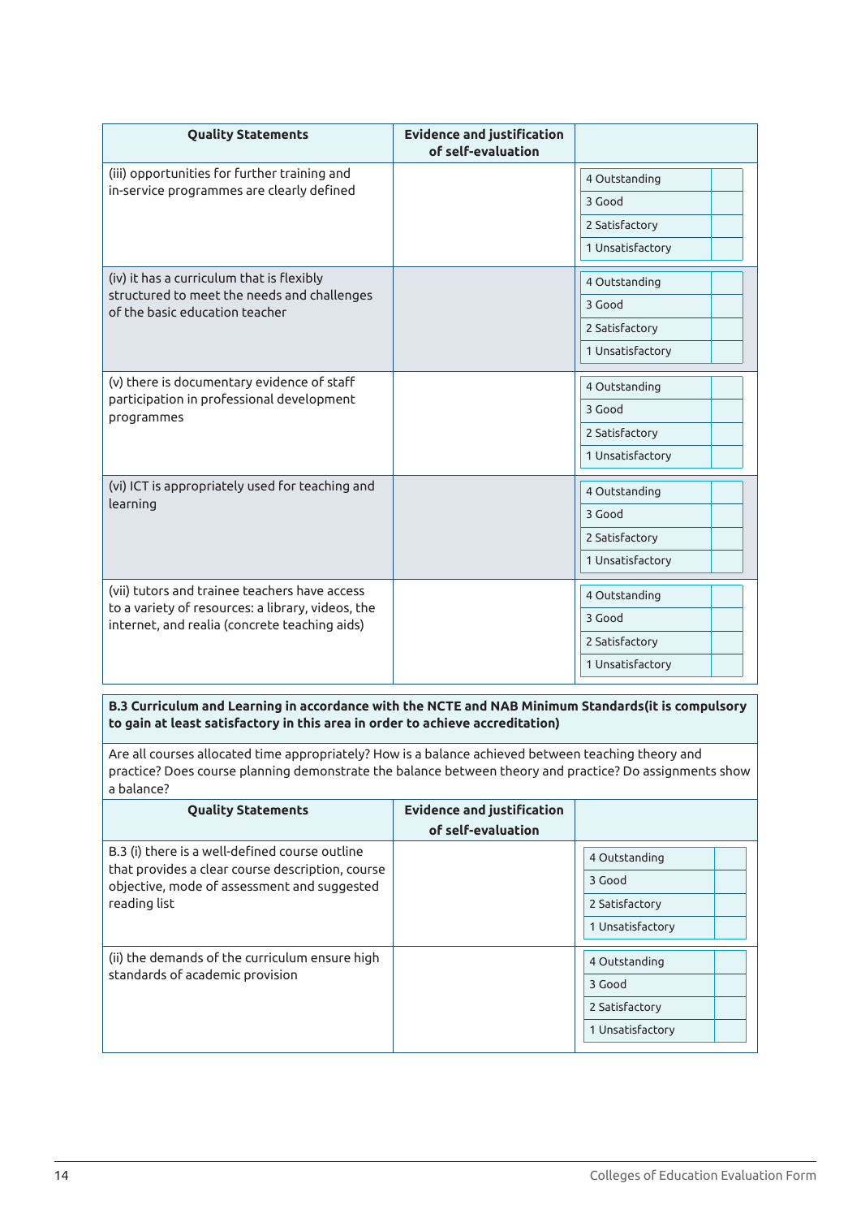| Quality Statements | Evidence and justification of self-evaluation | |
|---|---|---|
| (iii) opportunities for further training and in-service programmes are clearly defined | | 4 Outstanding<br>3 Good<br>2 Satisfactory<br>1 Unsatisfactory |
| (iv) it has a curriculum that is flexibly structured to meet the needs and challenges of the basic education teacher | | 4 Outstanding<br>3 Good<br>2 Satisfactory<br>1 Unsatisfactory |
| (v) there is documentary evidence of staff participation in professional development programmes | | 4 Outstanding<br>3 Good<br>2 Satisfactory<br>1 Unsatisfactory |
| (vi) ICT is appropriately used for teaching and learning | | 4 Outstanding<br>3 Good<br>2 Satisfactory<br>1 Unsatisfactory |
| (vii) tutors and trainee teachers have access to a variety of resources: a library, videos, the internet, and realia (concrete teaching aids) | | 4 Outstanding<br>3 Good<br>2 Satisfactory<br>1 Unsatisfactory |

**B.3 Curriculum and Learning in accordance with the NCTE and NAB Minimum Standards(it is compulsory to gain at least satisfactory in this area in order to achieve accreditation)**

Are all courses allocated time appropriately? How is a balance achieved between teaching theory and practice? Does course planning demonstrate the balance between theory and practice? Do assignments show a balance?

| Quality Statements | Evidence and justification of self-evaluation | |
|---|---|---|
| B.3 (i) there is a well-defined course outline that provides a clear course description, course objective, mode of assessment and suggested reading list | | 4 Outstanding<br>3 Good<br>2 Satisfactory<br>1 Unsatisfactory |
| (ii) the demands of the curriculum ensure high standards of academic provision | | 4 Outstanding<br>3 Good<br>2 Satisfactory<br>1 Unsatisfactory |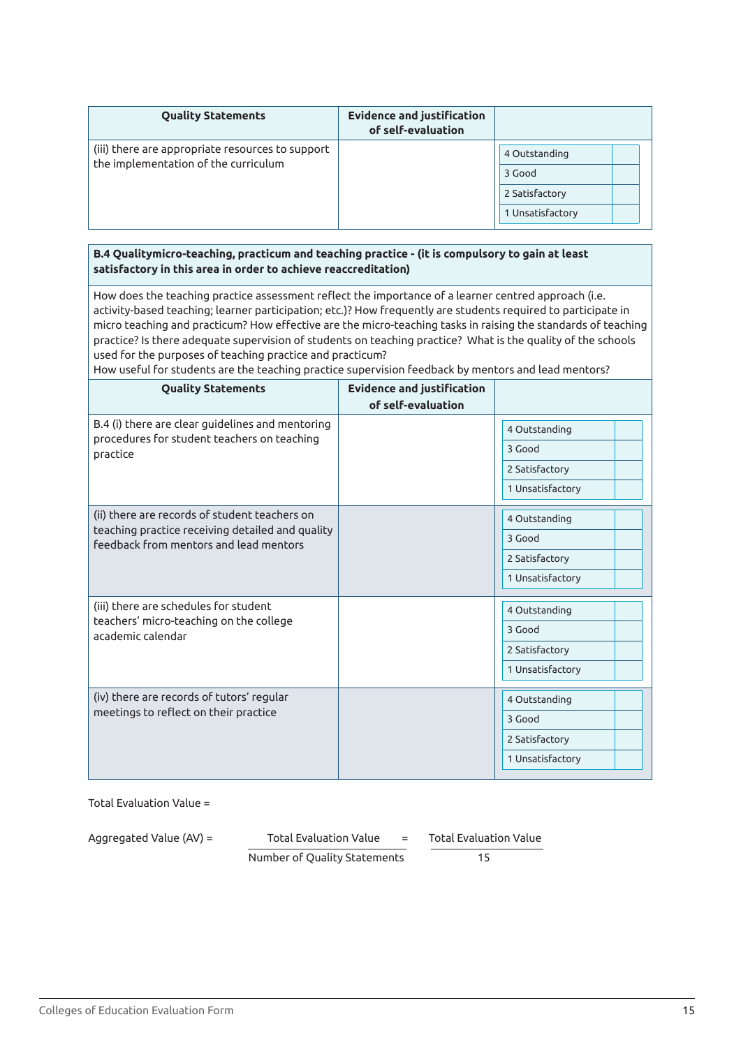| Quality Statements | Evidence and justification of self-evaluation | |
|---|---|---|
| (iii) there are appropriate resources to support the implementation of the curriculum | | 4 Outstanding<br>3 Good<br>2 Satisfactory<br>1 Unsatisfactory |

**B.4 Qualitymicro-teaching, practicum and teaching practice - (it is compulsory to gain at least satisfactory in this area in order to achieve reaccreditation)**

How does the teaching practice assessment reflect the importance of a learner centred approach (i.e. activity-based teaching; learner participation; etc.)? How frequently are students required to participate in micro teaching and practicum? How effective are the micro-teaching tasks in raising the standards of teaching practice? Is there adequate supervision of students on teaching practice? What is the quality of the schools used for the purposes of teaching practice and practicum?
How useful for students are the teaching practice supervision feedback by mentors and lead mentors?

| Quality Statements | Evidence and justification of self-evaluation | |
|---|---|---|
| B.4 (i) there are clear guidelines and mentoring procedures for student teachers on teaching practice | | 4 Outstanding<br>3 Good<br>2 Satisfactory<br>1 Unsatisfactory |
| (ii) there are records of student teachers on teaching practice receiving detailed and quality feedback from mentors and lead mentors | | 4 Outstanding<br>3 Good<br>2 Satisfactory<br>1 Unsatisfactory |
| (iii) there are schedules for student teachers' micro-teaching on the college academic calendar | | 4 Outstanding<br>3 Good<br>2 Satisfactory<br>1 Unsatisfactory |
| (iv) there are records of tutors' regular meetings to reflect on their practice | | 4 Outstanding<br>3 Good<br>2 Satisfactory<br>1 Unsatisfactory |

Total Evaluation Value =

$$\text{Aggregated Value (AV)} = \frac{\text{Total Evaluation Value}}{\text{Number of Quality Statements}} = \frac{\text{Total Evaluation Value}}{15}$$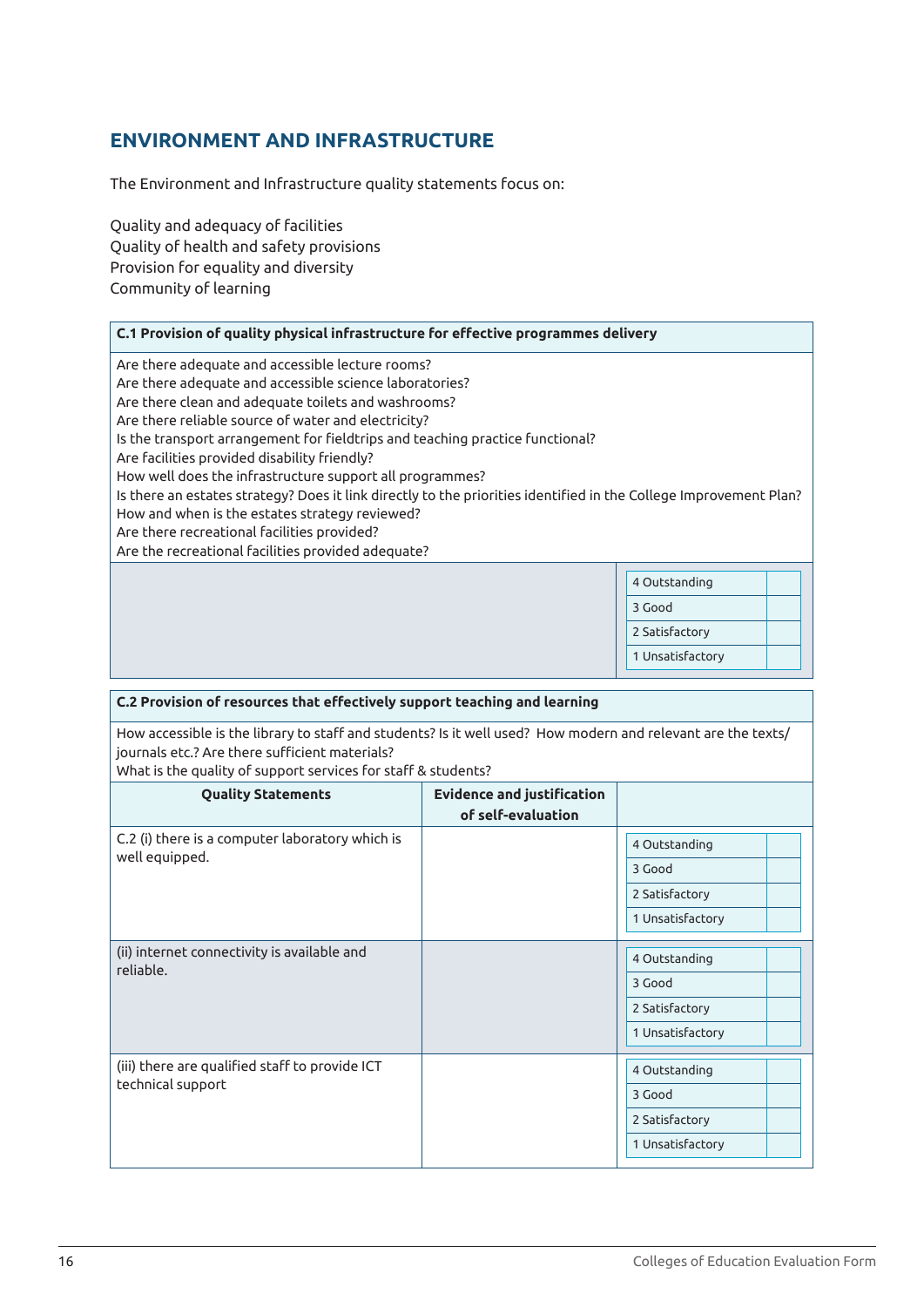## ENVIRONMENT AND INFRASTRUCTURE

The Environment and Infrastructure quality statements focus on:

Quality and adequacy of facilities
Quality of health and safety provisions
Provision for equality and diversity
Community of learning

| **C.1 Provision of quality physical infrastructure for effective programmes delivery** | |
|---|---|
| Are there adequate and accessible lecture rooms?<br>Are there adequate and accessible science laboratories?<br>Are there clean and adequate toilets and washrooms?<br>Are there reliable source of water and electricity?<br>Is the transport arrangement for fieldtrips and teaching practice functional?<br>Are facilities provided disability friendly?<br>How well does the infrastructure support all programmes?<br>Is there an estates strategy? Does it link directly to the priorities identified in the College Improvement Plan?<br>How and when is the estates strategy reviewed?<br>Are there recreational facilities provided?<br>Are the recreational facilities provided adequate? | |
| | 4 Outstanding<br>3 Good<br>2 Satisfactory<br>1 Unsatisfactory |

| **C.2 Provision of resources that effectively support teaching and learning** | | |
|---|---|---|
| How accessible is the library to staff and students? Is it well used? How modern and relevant are the texts/ journals etc.? Are there sufficient materials?<br>What is the quality of support services for staff & students? | | |
| **Quality Statements** | **Evidence and justification of self-evaluation** | |
| C.2 (i) there is a computer laboratory which is well equipped. | | 4 Outstanding<br>3 Good<br>2 Satisfactory<br>1 Unsatisfactory |
| (ii) internet connectivity is available and reliable. | | 4 Outstanding<br>3 Good<br>2 Satisfactory<br>1 Unsatisfactory |
| (iii) there are qualified staff to provide ICT technical support | | 4 Outstanding<br>3 Good<br>2 Satisfactory<br>1 Unsatisfactory |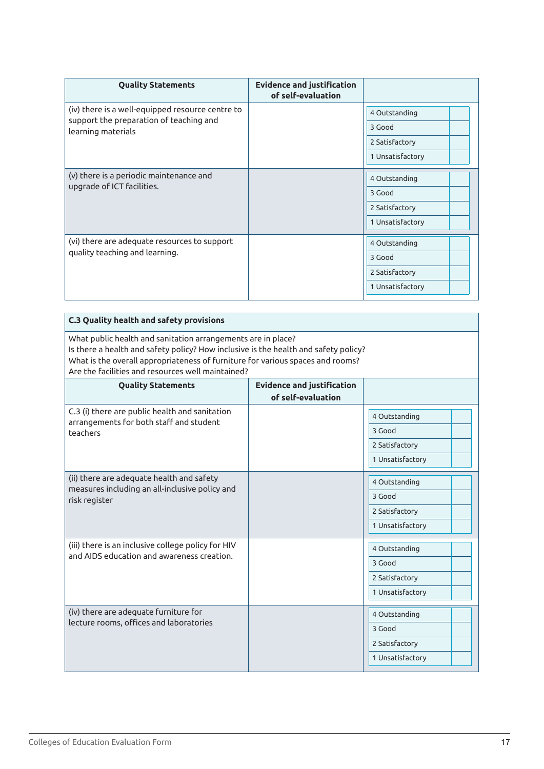| Quality Statements | Evidence and justification of self-evaluation | |
|---|---|---|
| (iv) there is a well-equipped resource centre to support the preparation of teaching and learning materials | | 4 Outstanding<br>3 Good<br>2 Satisfactory<br>1 Unsatisfactory |
| (v) there is a periodic maintenance and upgrade of ICT facilities. | | 4 Outstanding<br>3 Good<br>2 Satisfactory<br>1 Unsatisfactory |
| (vi) there are adequate resources to support quality teaching and learning. | | 4 Outstanding<br>3 Good<br>2 Satisfactory<br>1 Unsatisfactory |

**C.3 Quality health and safety provisions**

What public health and sanitation arrangements are in place?
Is there a health and safety policy? How inclusive is the health and safety policy?
What is the overall appropriateness of furniture for various spaces and rooms?
Are the facilities and resources well maintained?

| Quality Statements | Evidence and justification of self-evaluation | |
|---|---|---|
| C.3 (i) there are public health and sanitation arrangements for both staff and student teachers | | 4 Outstanding<br>3 Good<br>2 Satisfactory<br>1 Unsatisfactory |
| (ii) there are adequate health and safety measures including an all-inclusive policy and risk register | | 4 Outstanding<br>3 Good<br>2 Satisfactory<br>1 Unsatisfactory |
| (iii) there is an inclusive college policy for HIV and AIDS education and awareness creation. | | 4 Outstanding<br>3 Good<br>2 Satisfactory<br>1 Unsatisfactory |
| (iv) there are adequate furniture for lecture rooms, offices and laboratories | | 4 Outstanding<br>3 Good<br>2 Satisfactory<br>1 Unsatisfactory |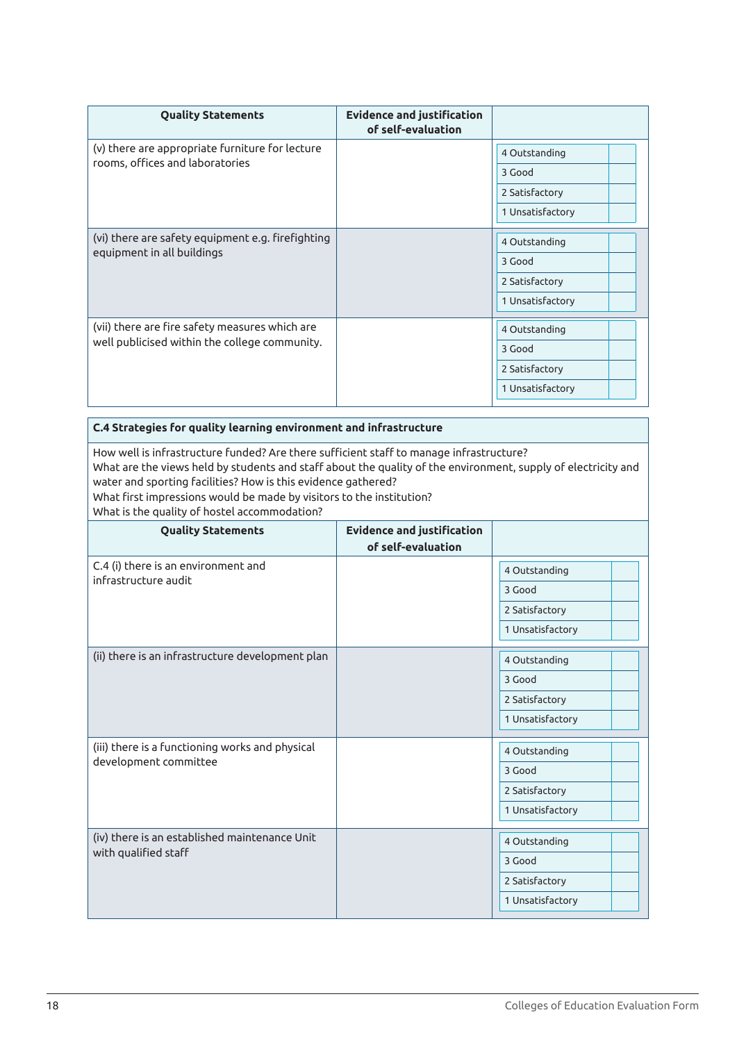| Quality Statements | Evidence and justification of self-evaluation | |
|---|---|---|
| (v) there are appropriate furniture for lecture rooms, offices and laboratories | | 4 Outstanding<br>3 Good<br>2 Satisfactory<br>1 Unsatisfactory |
| (vi) there are safety equipment e.g. firefighting equipment in all buildings | | 4 Outstanding<br>3 Good<br>2 Satisfactory<br>1 Unsatisfactory |
| (vii) there are fire safety measures which are well publicised within the college community. | | 4 Outstanding<br>3 Good<br>2 Satisfactory<br>1 Unsatisfactory |

**C.4 Strategies for quality learning environment and infrastructure**

How well is infrastructure funded? Are there sufficient staff to manage infrastructure?
What are the views held by students and staff about the quality of the environment, supply of electricity and water and sporting facilities? How is this evidence gathered?
What first impressions would be made by visitors to the institution?
What is the quality of hostel accommodation?

| Quality Statements | Evidence and justification of self-evaluation | |
|---|---|---|
| C.4 (i) there is an environment and infrastructure audit | | 4 Outstanding<br>3 Good<br>2 Satisfactory<br>1 Unsatisfactory |
| (ii) there is an infrastructure development plan | | 4 Outstanding<br>3 Good<br>2 Satisfactory<br>1 Unsatisfactory |
| (iii) there is a functioning works and physical development committee | | 4 Outstanding<br>3 Good<br>2 Satisfactory<br>1 Unsatisfactory |
| (iv) there is an established maintenance Unit with qualified staff | | 4 Outstanding<br>3 Good<br>2 Satisfactory<br>1 Unsatisfactory |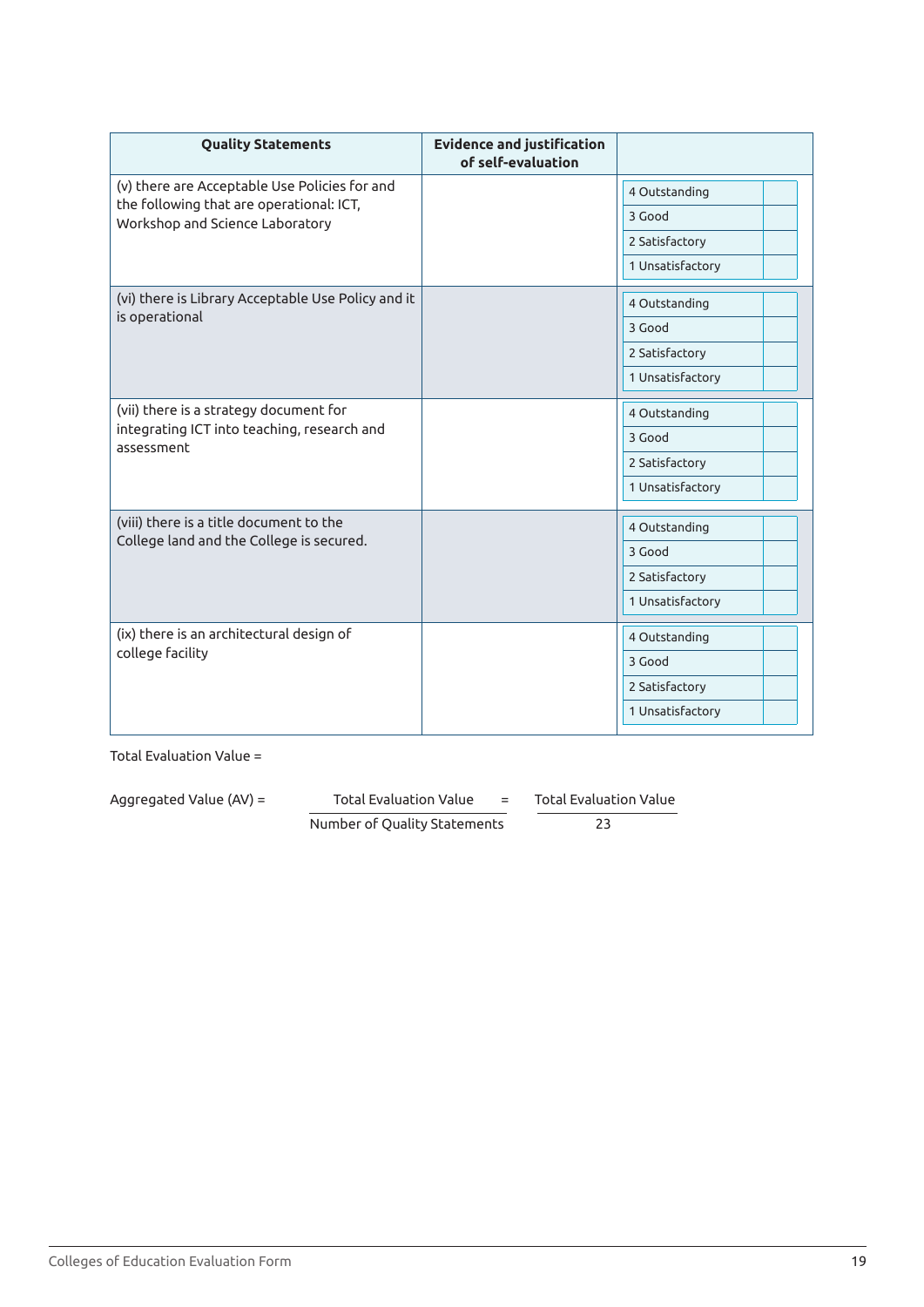| Quality Statements | Evidence and justification of self-evaluation | |
|---|---|---|
| (v) there are Acceptable Use Policies for and the following that are operational: ICT, Workshop and Science Laboratory | | 4 Outstanding<br>3 Good<br>2 Satisfactory<br>1 Unsatisfactory |
| (vi) there is Library Acceptable Use Policy and it is operational | | 4 Outstanding<br>3 Good<br>2 Satisfactory<br>1 Unsatisfactory |
| (vii) there is a strategy document for integrating ICT into teaching, research and assessment | | 4 Outstanding<br>3 Good<br>2 Satisfactory<br>1 Unsatisfactory |
| (viii) there is a title document to the College land and the College is secured. | | 4 Outstanding<br>3 Good<br>2 Satisfactory<br>1 Unsatisfactory |
| (ix) there is an architectural design of college facility | | 4 Outstanding<br>3 Good<br>2 Satisfactory<br>1 Unsatisfactory |

Total Evaluation Value =

$$\text{Aggregated Value (AV)} = \frac{\text{Total Evaluation Value}}{\text{Number of Quality Statements}} = \frac{\text{Total Evaluation Value}}{23}$$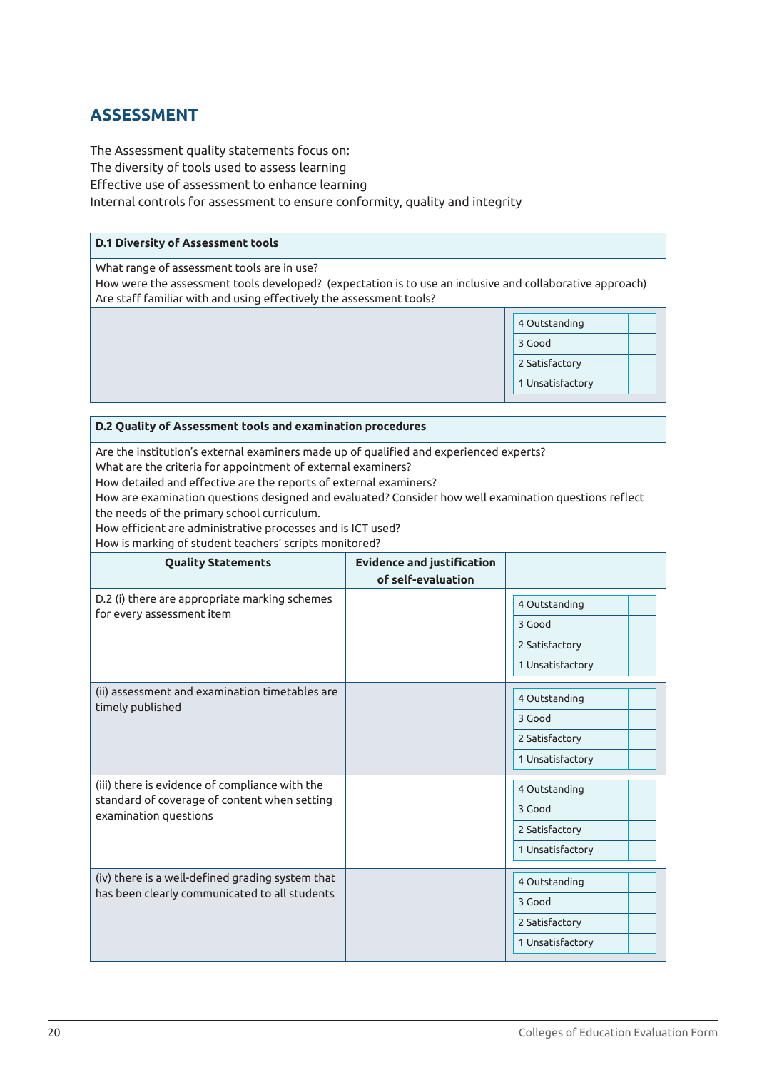## ASSESSMENT

The Assessment quality statements focus on:
The diversity of tools used to assess learning
Effective use of assessment to enhance learning
Internal controls for assessment to ensure conformity, quality and integrity

| D.1 Diversity of Assessment tools | |
|---|---|
| What range of assessment tools are in use?<br>How were the assessment tools developed? (expectation is to use an inclusive and collaborative approach)<br>Are staff familiar with and using effectively the assessment tools? | |
| | 4 Outstanding<br>3 Good<br>2 Satisfactory<br>1 Unsatisfactory |

| D.2 Quality of Assessment tools and examination procedures | | |
|---|---|---|
| Are the institution's external examiners made up of qualified and experienced experts?<br>What are the criteria for appointment of external examiners?<br>How detailed and effective are the reports of external examiners?<br>How are examination questions designed and evaluated? Consider how well examination questions reflect the needs of the primary school curriculum.<br>How efficient are administrative processes and is ICT used?<br>How is marking of student teachers' scripts monitored? | | |
| **Quality Statements** | **Evidence and justification of self-evaluation** | |
| D.2 (i) there are appropriate marking schemes for every assessment item | | 4 Outstanding<br>3 Good<br>2 Satisfactory<br>1 Unsatisfactory |
| (ii) assessment and examination timetables are timely published | | 4 Outstanding<br>3 Good<br>2 Satisfactory<br>1 Unsatisfactory |
| (iii) there is evidence of compliance with the standard of coverage of content when setting examination questions | | 4 Outstanding<br>3 Good<br>2 Satisfactory<br>1 Unsatisfactory |
| (iv) there is a well-defined grading system that has been clearly communicated to all students | | 4 Outstanding<br>3 Good<br>2 Satisfactory<br>1 Unsatisfactory |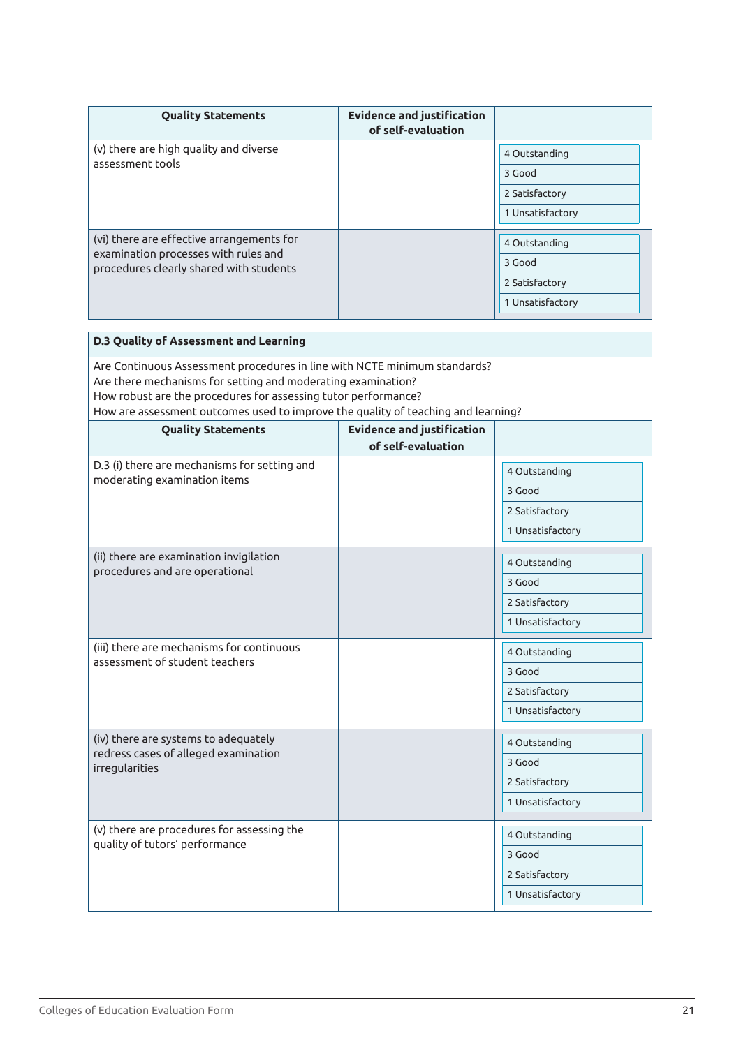| Quality Statements | Evidence and justification of self-evaluation | |
|---|---|---|
| (v) there are high quality and diverse assessment tools | | 4 Outstanding<br>3 Good<br>2 Satisfactory<br>1 Unsatisfactory |
| (vi) there are effective arrangements for examination processes with rules and procedures clearly shared with students | | 4 Outstanding<br>3 Good<br>2 Satisfactory<br>1 Unsatisfactory |

**D.3 Quality of Assessment and Learning**

Are Continuous Assessment procedures in line with NCTE minimum standards?
Are there mechanisms for setting and moderating examination?
How robust are the procedures for assessing tutor performance?
How are assessment outcomes used to improve the quality of teaching and learning?

| Quality Statements | Evidence and justification of self-evaluation | |
|---|---|---|
| D.3 (i) there are mechanisms for setting and moderating examination items | | 4 Outstanding<br>3 Good<br>2 Satisfactory<br>1 Unsatisfactory |
| (ii) there are examination invigilation procedures and are operational | | 4 Outstanding<br>3 Good<br>2 Satisfactory<br>1 Unsatisfactory |
| (iii) there are mechanisms for continuous assessment of student teachers | | 4 Outstanding<br>3 Good<br>2 Satisfactory<br>1 Unsatisfactory |
| (iv) there are systems to adequately redress cases of alleged examination irregularities | | 4 Outstanding<br>3 Good<br>2 Satisfactory<br>1 Unsatisfactory |
| (v) there are procedures for assessing the quality of tutors' performance | | 4 Outstanding<br>3 Good<br>2 Satisfactory<br>1 Unsatisfactory |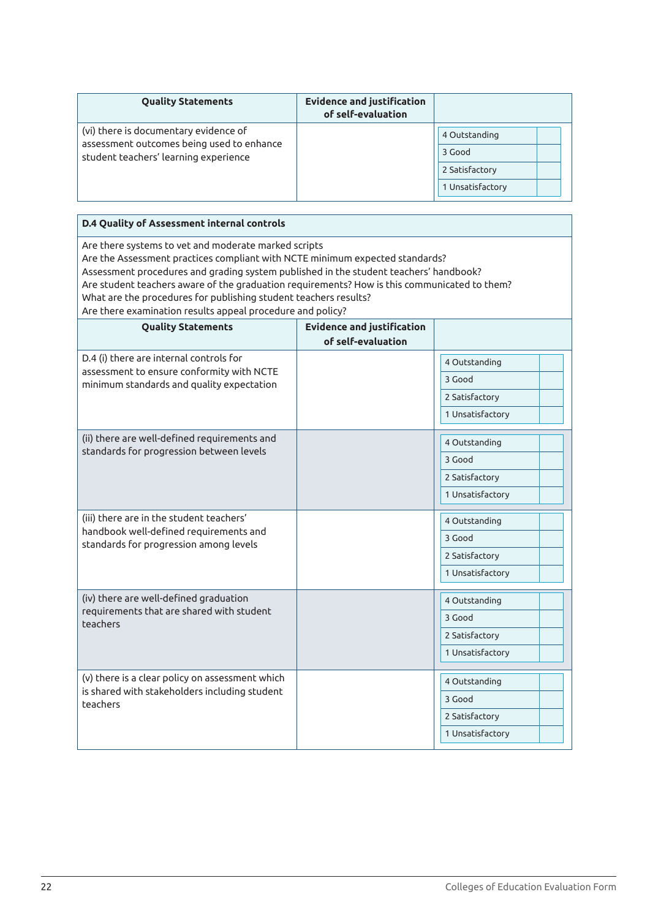| Quality Statements | Evidence and justification of self-evaluation | |
|---|---|---|
| (vi) there is documentary evidence of assessment outcomes being used to enhance student teachers' learning experience | | 4 Outstanding<br>3 Good<br>2 Satisfactory<br>1 Unsatisfactory |

**D.4 Quality of Assessment internal controls**

Are there systems to vet and moderate marked scripts
Are the Assessment practices compliant with NCTE minimum expected standards?
Assessment procedures and grading system published in the student teachers' handbook?
Are student teachers aware of the graduation requirements? How is this communicated to them?
What are the procedures for publishing student teachers results?
Are there examination results appeal procedure and policy?

| Quality Statements | Evidence and justification of self-evaluation | |
|---|---|---|
| D.4 (i) there are internal controls for assessment to ensure conformity with NCTE minimum standards and quality expectation | | 4 Outstanding<br>3 Good<br>2 Satisfactory<br>1 Unsatisfactory |
| (ii) there are well-defined requirements and standards for progression between levels | | 4 Outstanding<br>3 Good<br>2 Satisfactory<br>1 Unsatisfactory |
| (iii) there are in the student teachers' handbook well-defined requirements and standards for progression among levels | | 4 Outstanding<br>3 Good<br>2 Satisfactory<br>1 Unsatisfactory |
| (iv) there are well-defined graduation requirements that are shared with student teachers | | 4 Outstanding<br>3 Good<br>2 Satisfactory<br>1 Unsatisfactory |
| (v) there is a clear policy on assessment which is shared with stakeholders including student teachers | | 4 Outstanding<br>3 Good<br>2 Satisfactory<br>1 Unsatisfactory |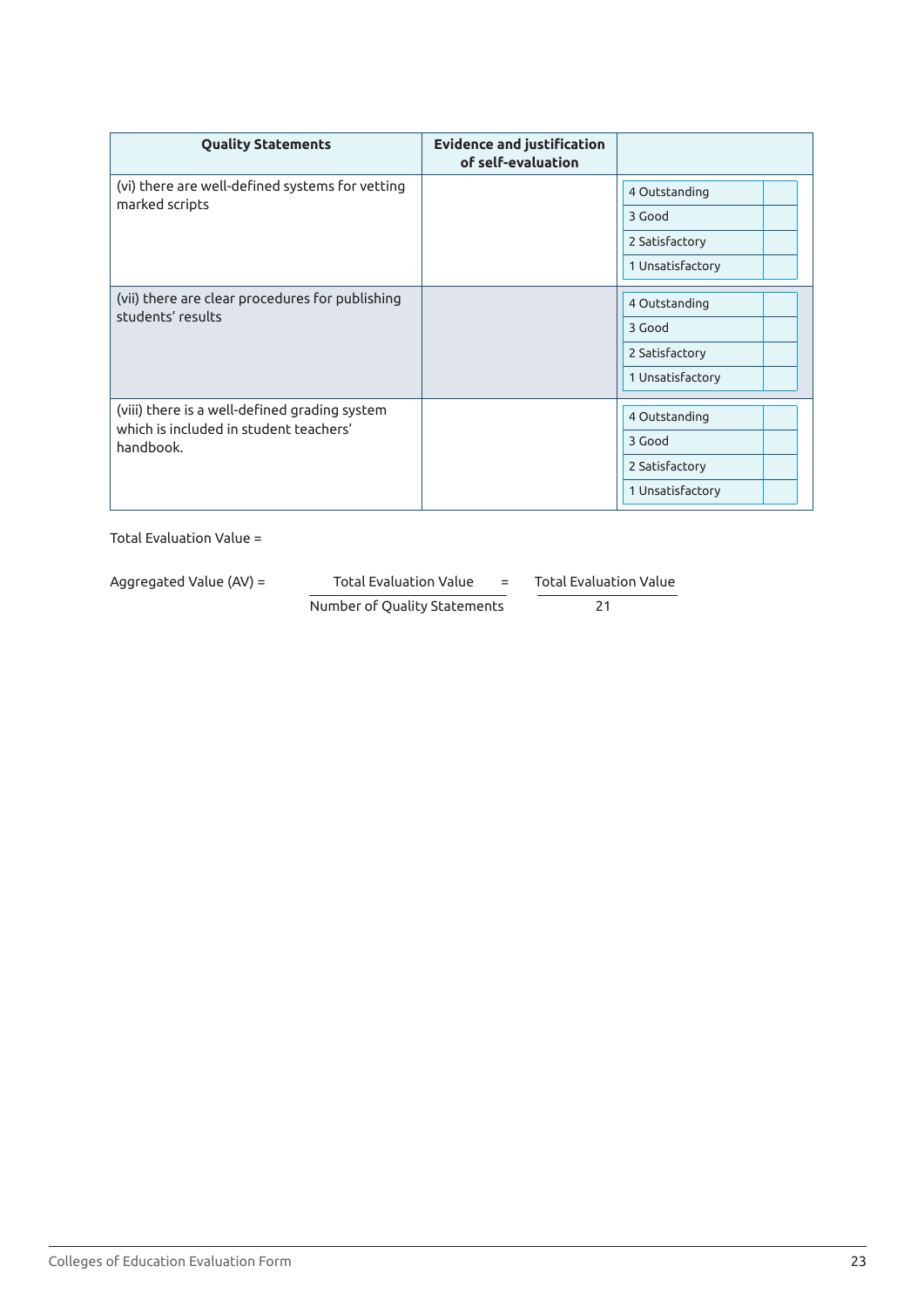| Quality Statements | Evidence and justification of self-evaluation | |
|---|---|---|
| (vi) there are well-defined systems for vetting marked scripts | | 4 Outstanding<br>3 Good<br>2 Satisfactory<br>1 Unsatisfactory |
| (vii) there are clear procedures for publishing students' results | | 4 Outstanding<br>3 Good<br>2 Satisfactory<br>1 Unsatisfactory |
| (viii) there is a well-defined grading system which is included in student teachers' handbook. | | 4 Outstanding<br>3 Good<br>2 Satisfactory<br>1 Unsatisfactory |

Total Evaluation Value =

$$\text{Aggregated Value (AV)} = \frac{\text{Total Evaluation Value}}{\text{Number of Quality Statements}} = \frac{\text{Total Evaluation Value}}{21}$$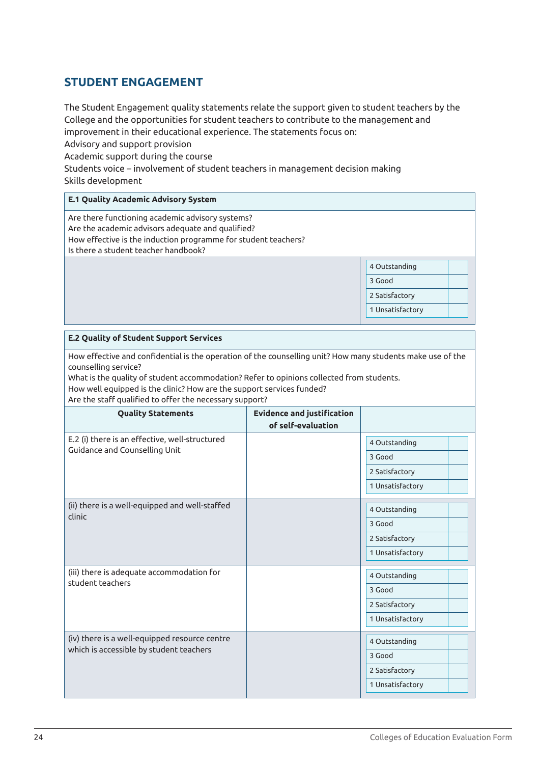## STUDENT ENGAGEMENT

The Student Engagement quality statements relate the support given to student teachers by the College and the opportunities for student teachers to contribute to the management and improvement in their educational experience. The statements focus on:
Advisory and support provision
Academic support during the course
Students voice – involvement of student teachers in management decision making
Skills development

| E.1 Quality Academic Advisory System | |
|---|---|
| Are there functioning academic advisory systems?<br>Are the academic advisors adequate and qualified?<br>How effective is the induction programme for student teachers?<br>Is there a student teacher handbook? | |
| | 4 Outstanding<br>3 Good<br>2 Satisfactory<br>1 Unsatisfactory |

| E.2 Quality of Student Support Services | | |
|---|---|---|
| How effective and confidential is the operation of the counselling unit? How many students make use of the counselling service?<br>What is the quality of student accommodation? Refer to opinions collected from students.<br>How well equipped is the clinic? How are the support services funded?<br>Are the staff qualified to offer the necessary support? | | |
| **Quality Statements** | **Evidence and justification of self-evaluation** | |
| E.2 (i) there is an effective, well-structured Guidance and Counselling Unit | | 4 Outstanding<br>3 Good<br>2 Satisfactory<br>1 Unsatisfactory |
| (ii) there is a well-equipped and well-staffed clinic | | 4 Outstanding<br>3 Good<br>2 Satisfactory<br>1 Unsatisfactory |
| (iii) there is adequate accommodation for student teachers | | 4 Outstanding<br>3 Good<br>2 Satisfactory<br>1 Unsatisfactory |
| (iv) there is a well-equipped resource centre which is accessible by student teachers | | 4 Outstanding<br>3 Good<br>2 Satisfactory<br>1 Unsatisfactory |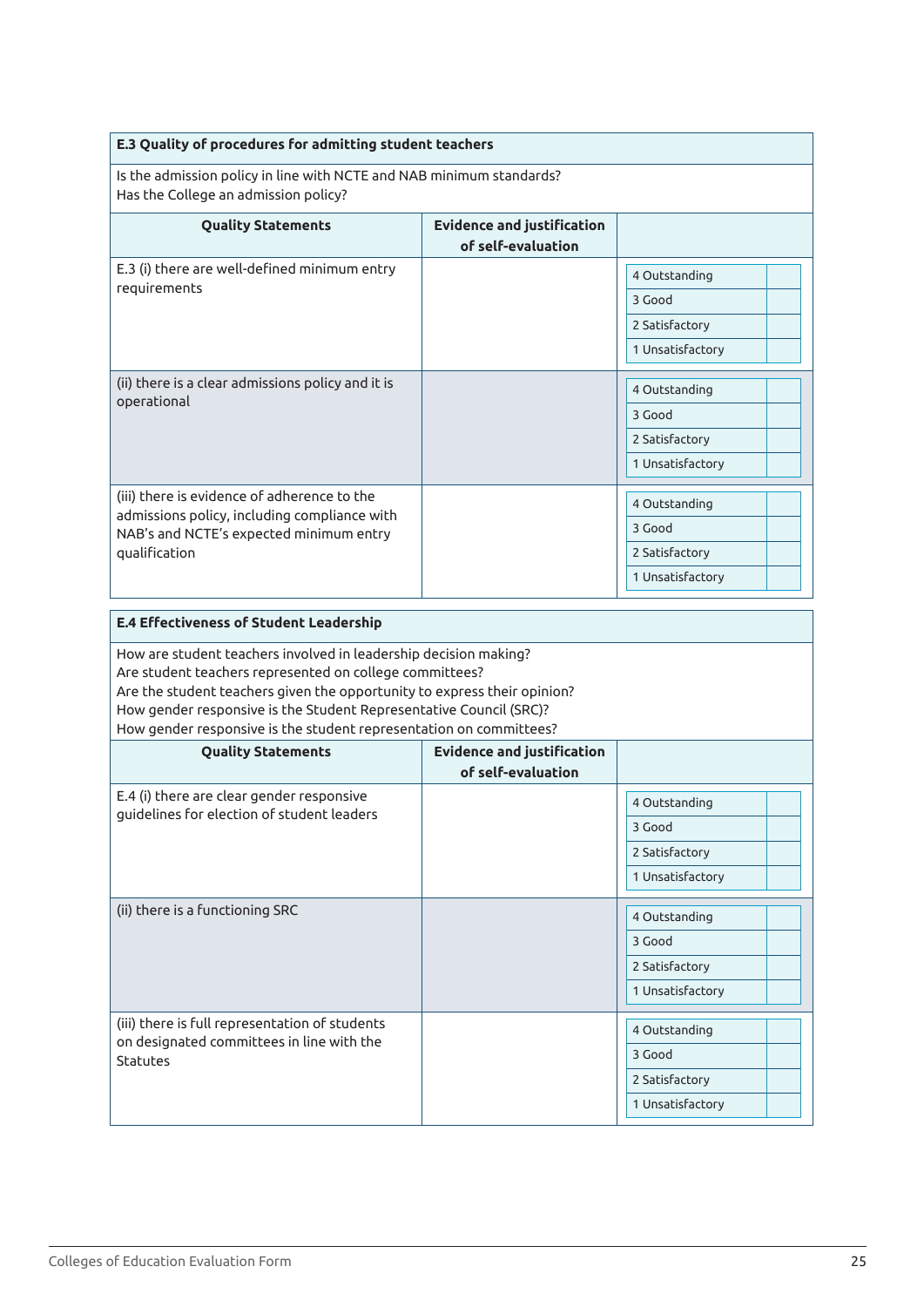**E.3 Quality of procedures for admitting student teachers**

Is the admission policy in line with NCTE and NAB minimum standards?
Has the College an admission policy?

| Quality Statements | Evidence and justification of self-evaluation | |
|---|---|---|
| E.3 (i) there are well-defined minimum entry requirements | | 4 Outstanding<br>3 Good<br>2 Satisfactory<br>1 Unsatisfactory |
| (ii) there is a clear admissions policy and it is operational | | 4 Outstanding<br>3 Good<br>2 Satisfactory<br>1 Unsatisfactory |
| (iii) there is evidence of adherence to the admissions policy, including compliance with NAB's and NCTE's expected minimum entry qualification | | 4 Outstanding<br>3 Good<br>2 Satisfactory<br>1 Unsatisfactory |

**E.4 Effectiveness of Student Leadership**

How are student teachers involved in leadership decision making?
Are student teachers represented on college committees?
Are the student teachers given the opportunity to express their opinion?
How gender responsive is the Student Representative Council (SRC)?
How gender responsive is the student representation on committees?

| Quality Statements | Evidence and justification of self-evaluation | |
|---|---|---|
| E.4 (i) there are clear gender responsive guidelines for election of student leaders | | 4 Outstanding<br>3 Good<br>2 Satisfactory<br>1 Unsatisfactory |
| (ii) there is a functioning SRC | | 4 Outstanding<br>3 Good<br>2 Satisfactory<br>1 Unsatisfactory |
| (iii) there is full representation of students on designated committees in line with the Statutes | | 4 Outstanding<br>3 Good<br>2 Satisfactory<br>1 Unsatisfactory |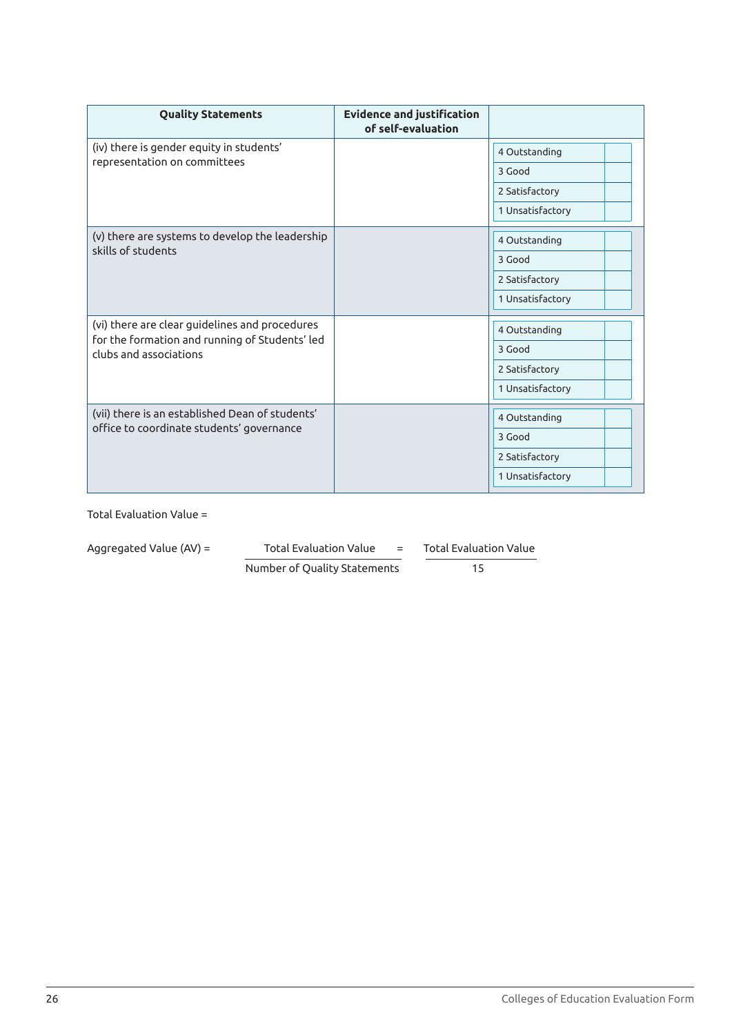| Quality Statements | Evidence and justification of self-evaluation | | |
|---|---|---|---|
| (iv) there is gender equity in students' representation on committees | | 4 Outstanding | |
| | | 3 Good | |
| | | 2 Satisfactory | |
| | | 1 Unsatisfactory | |
| (v) there are systems to develop the leadership skills of students | | 4 Outstanding | |
| | | 3 Good | |
| | | 2 Satisfactory | |
| | | 1 Unsatisfactory | |
| (vi) there are clear guidelines and procedures for the formation and running of Students' led clubs and associations | | 4 Outstanding | |
| | | 3 Good | |
| | | 2 Satisfactory | |
| | | 1 Unsatisfactory | |
| (vii) there is an established Dean of students' office to coordinate students' governance | | 4 Outstanding | |
| | | 3 Good | |
| | | 2 Satisfactory | |
| | | 1 Unsatisfactory | |

Total Evaluation Value =

Aggregated Value (AV) = $\frac{\text{Total Evaluation Value}}{\text{Number of Quality Statements}} = \frac{\text{Total Evaluation Value}}{15}$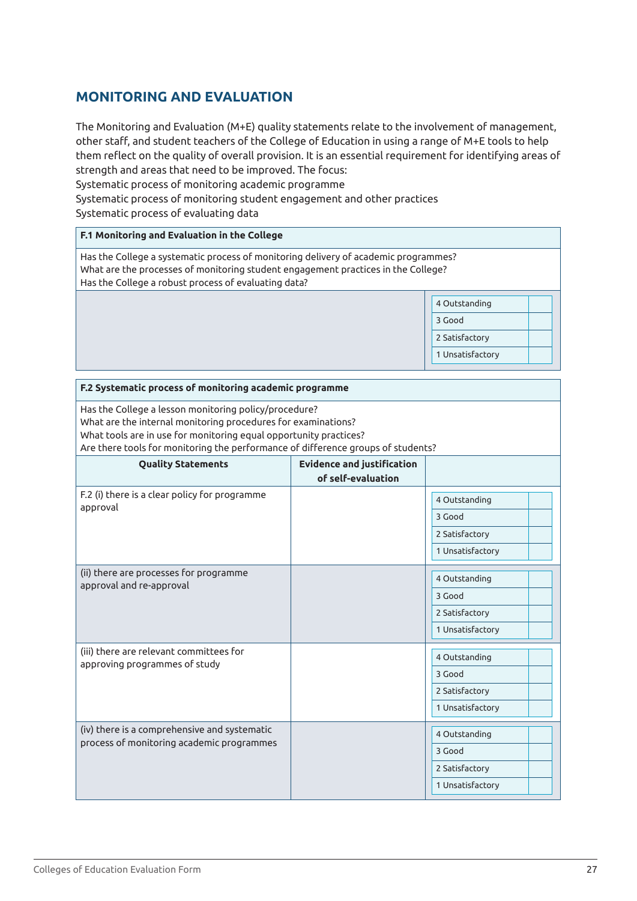## MONITORING AND EVALUATION

The Monitoring and Evaluation (M+E) quality statements relate to the involvement of management, other staff, and student teachers of the College of Education in using a range of M+E tools to help them reflect on the quality of overall provision. It is an essential requirement for identifying areas of strength and areas that need to be improved. The focus:
Systematic process of monitoring academic programme
Systematic process of monitoring student engagement and other practices
Systematic process of evaluating data

| **F.1 Monitoring and Evaluation in the College** | |
|---|---|
| Has the College a systematic process of monitoring delivery of academic programmes?<br>What are the processes of monitoring student engagement practices in the College?<br>Has the College a robust process of evaluating data? | |
| | 4 Outstanding<br>3 Good<br>2 Satisfactory<br>1 Unsatisfactory |

| **F.2 Systematic process of monitoring academic programme** | | |
|---|---|---|
| Has the College a lesson monitoring policy/procedure?<br>What are the internal monitoring procedures for examinations?<br>What tools are in use for monitoring equal opportunity practices?<br>Are there tools for monitoring the performance of difference groups of students? | | |
| **Quality Statements** | **Evidence and justification of self-evaluation** | |
| F.2 (i) there is a clear policy for programme approval | | 4 Outstanding<br>3 Good<br>2 Satisfactory<br>1 Unsatisfactory |
| (ii) there are processes for programme approval and re-approval | | 4 Outstanding<br>3 Good<br>2 Satisfactory<br>1 Unsatisfactory |
| (iii) there are relevant committees for approving programmes of study | | 4 Outstanding<br>3 Good<br>2 Satisfactory<br>1 Unsatisfactory |
| (iv) there is a comprehensive and systematic process of monitoring academic programmes | | 4 Outstanding<br>3 Good<br>2 Satisfactory<br>1 Unsatisfactory |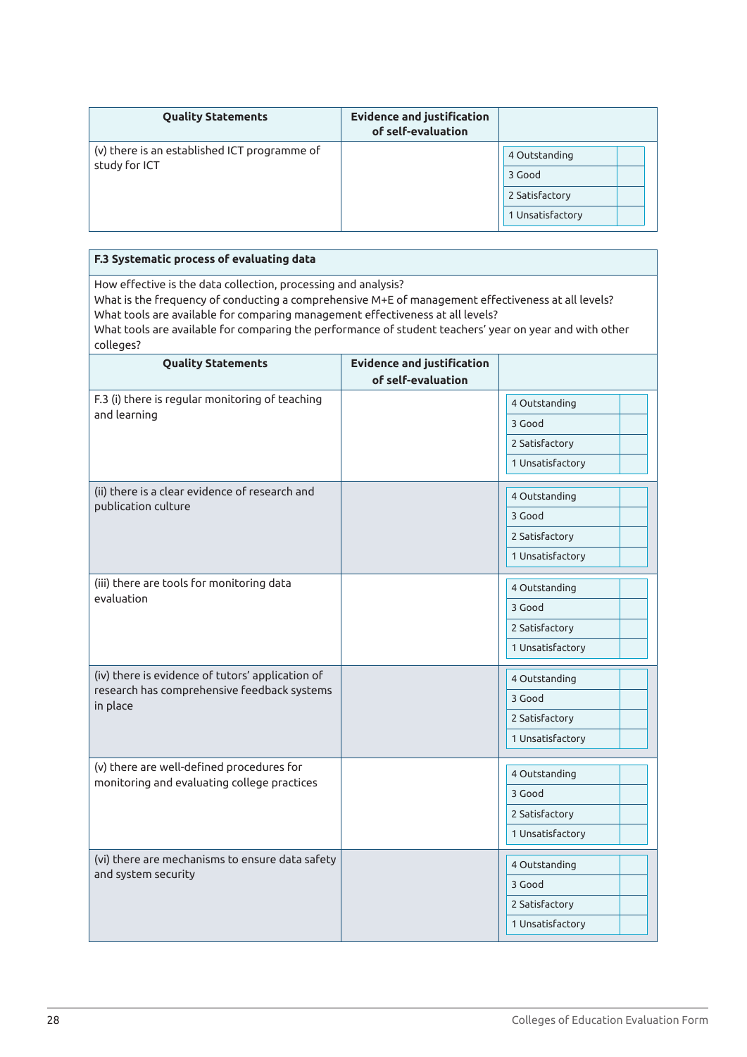| Quality Statements | Evidence and justification of self-evaluation | |
|---|---|---|
| (v) there is an established ICT programme of study for ICT | | 4 Outstanding<br>3 Good<br>2 Satisfactory<br>1 Unsatisfactory |

**F.3 Systematic process of evaluating data**

How effective is the data collection, processing and analysis?
What is the frequency of conducting a comprehensive M+E of management effectiveness at all levels?
What tools are available for comparing management effectiveness at all levels?
What tools are available for comparing the performance of student teachers' year on year and with other colleges?

| Quality Statements | Evidence and justification of self-evaluation | |
|---|---|---|
| F.3 (i) there is regular monitoring of teaching and learning | | 4 Outstanding<br>3 Good<br>2 Satisfactory<br>1 Unsatisfactory |
| (ii) there is a clear evidence of research and publication culture | | 4 Outstanding<br>3 Good<br>2 Satisfactory<br>1 Unsatisfactory |
| (iii) there are tools for monitoring data evaluation | | 4 Outstanding<br>3 Good<br>2 Satisfactory<br>1 Unsatisfactory |
| (iv) there is evidence of tutors' application of research has comprehensive feedback systems in place | | 4 Outstanding<br>3 Good<br>2 Satisfactory<br>1 Unsatisfactory |
| (v) there are well-defined procedures for monitoring and evaluating college practices | | 4 Outstanding<br>3 Good<br>2 Satisfactory<br>1 Unsatisfactory |
| (vi) there are mechanisms to ensure data safety and system security | | 4 Outstanding<br>3 Good<br>2 Satisfactory<br>1 Unsatisfactory |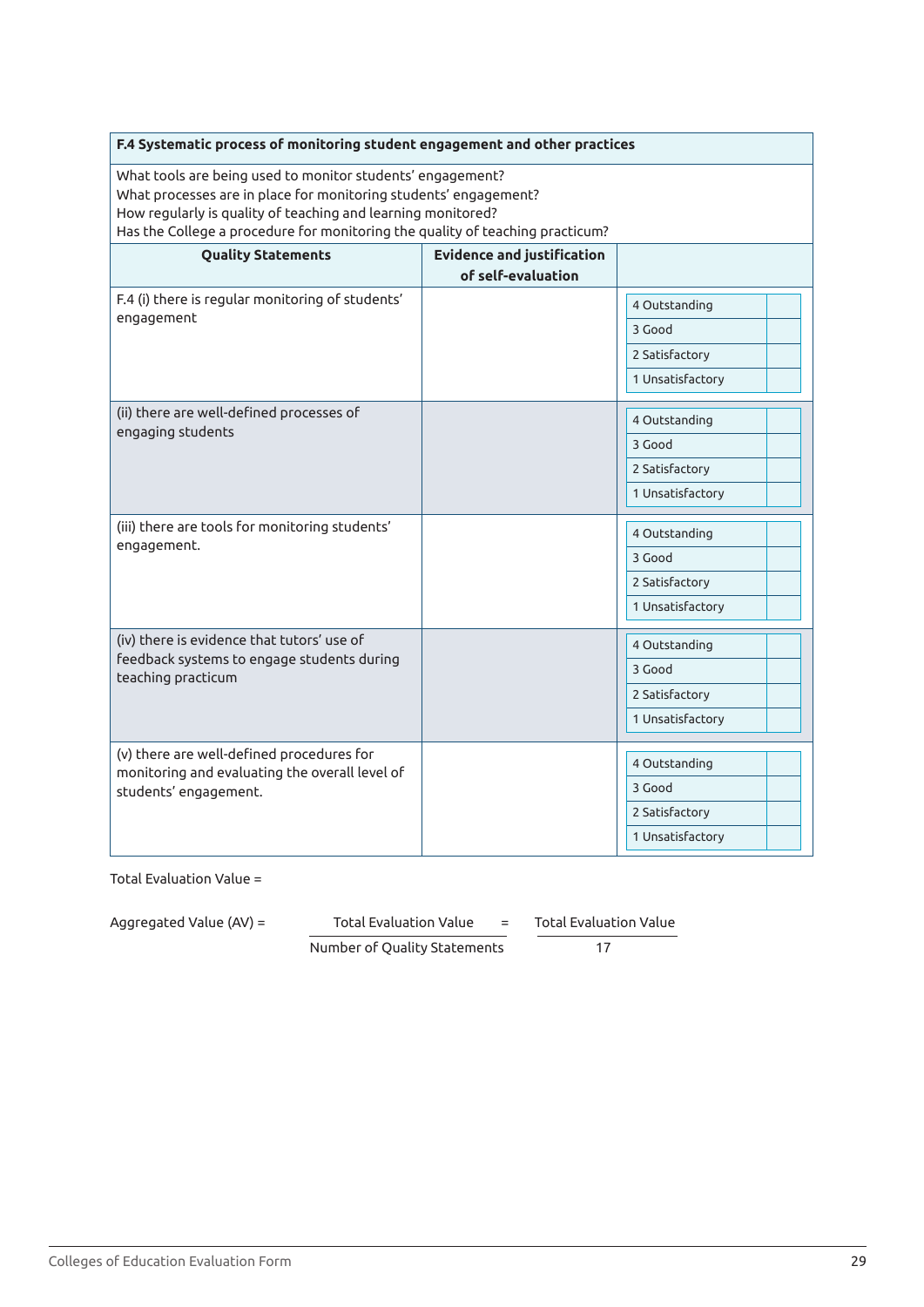| **F.4 Systematic process of monitoring student engagement and other practices** | | |
|---|---|---|
| What tools are being used to monitor students' engagement?<br>What processes are in place for monitoring students' engagement?<br>How regularly is quality of teaching and learning monitored?<br>Has the College a procedure for monitoring the quality of teaching practicum? | | |
| **Quality Statements** | **Evidence and justification of self-evaluation** | |
| F.4 (i) there is regular monitoring of students' engagement | | 4 Outstanding<br>3 Good<br>2 Satisfactory<br>1 Unsatisfactory |
| (ii) there are well-defined processes of engaging students | | 4 Outstanding<br>3 Good<br>2 Satisfactory<br>1 Unsatisfactory |
| (iii) there are tools for monitoring students' engagement. | | 4 Outstanding<br>3 Good<br>2 Satisfactory<br>1 Unsatisfactory |
| (iv) there is evidence that tutors' use of feedback systems to engage students during teaching practicum | | 4 Outstanding<br>3 Good<br>2 Satisfactory<br>1 Unsatisfactory |
| (v) there are well-defined procedures for monitoring and evaluating the overall level of students' engagement. | | 4 Outstanding<br>3 Good<br>2 Satisfactory<br>1 Unsatisfactory |

Total Evaluation Value =

$$\text{Aggregated Value (AV)} = \frac{\text{Total Evaluation Value}}{\text{Number of Quality Statements}} = \frac{\text{Total Evaluation Value}}{17}$$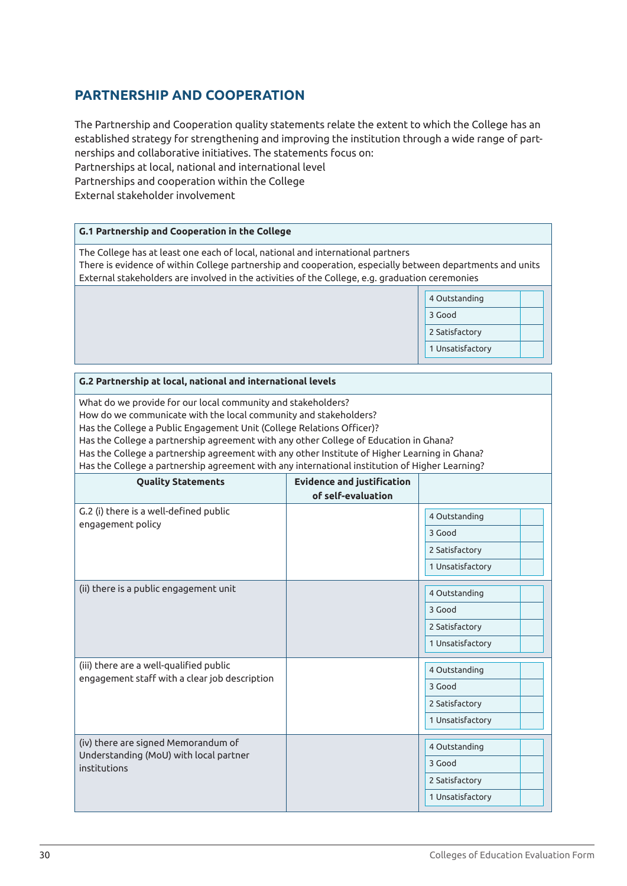## PARTNERSHIP AND COOPERATION

The Partnership and Cooperation quality statements relate the extent to which the College has an established strategy for strengthening and improving the institution through a wide range of partnerships and collaborative initiatives. The statements focus on:
Partnerships at local, national and international level
Partnerships and cooperation within the College
External stakeholder involvement

| G.1 Partnership and Cooperation in the College | |
|---|---|
| The College has at least one each of local, national and international partners<br>There is evidence of within College partnership and cooperation, especially between departments and units<br>External stakeholders are involved in the activities of the College, e.g. graduation ceremonies | |
| | 4 Outstanding<br>3 Good<br>2 Satisfactory<br>1 Unsatisfactory |

| G.2 Partnership at local, national and international levels | | |
|---|---|---|
| What do we provide for our local community and stakeholders?<br>How do we communicate with the local community and stakeholders?<br>Has the College a Public Engagement Unit (College Relations Officer)?<br>Has the College a partnership agreement with any other College of Education in Ghana?<br>Has the College a partnership agreement with any other Institute of Higher Learning in Ghana?<br>Has the College a partnership agreement with any international institution of Higher Learning? | | |
| **Quality Statements** | **Evidence and justification of self-evaluation** | |
| G.2 (i) there is a well-defined public engagement policy | | 4 Outstanding<br>3 Good<br>2 Satisfactory<br>1 Unsatisfactory |
| (ii) there is a public engagement unit | | 4 Outstanding<br>3 Good<br>2 Satisfactory<br>1 Unsatisfactory |
| (iii) there are a well-qualified public engagement staff with a clear job description | | 4 Outstanding<br>3 Good<br>2 Satisfactory<br>1 Unsatisfactory |
| (iv) there are signed Memorandum of Understanding (MoU) with local partner institutions | | 4 Outstanding<br>3 Good<br>2 Satisfactory<br>1 Unsatisfactory |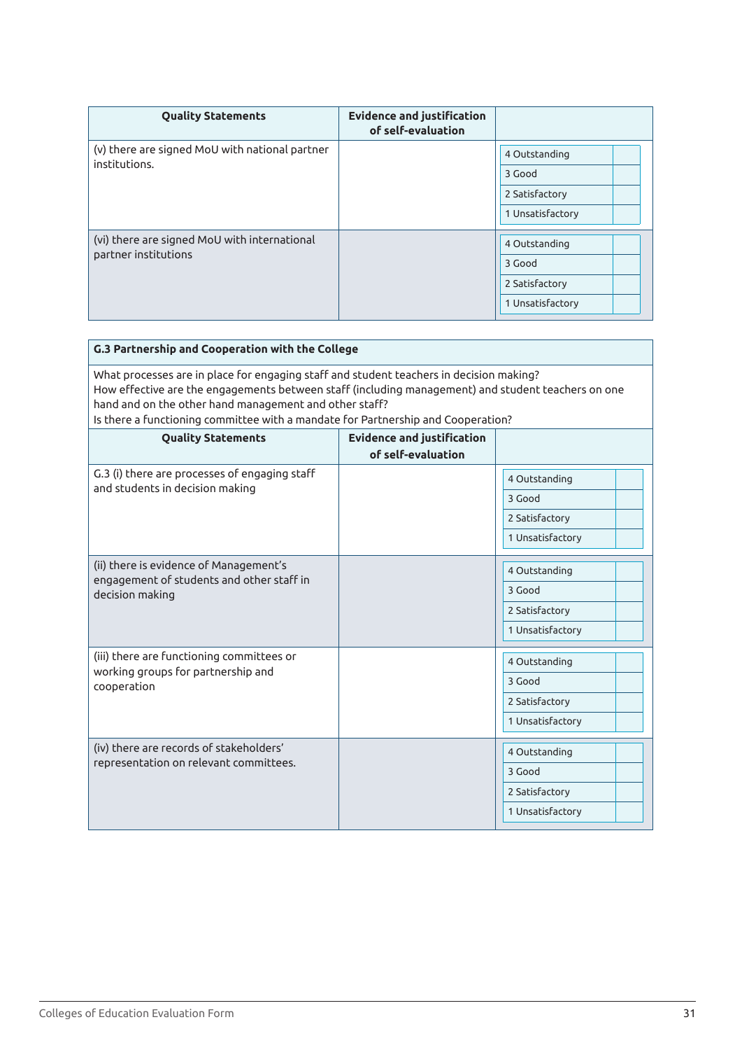| Quality Statements | Evidence and justification of self-evaluation | |
|---|---|---|
| (v) there are signed MoU with national partner institutions. | | 4 Outstanding<br>3 Good<br>2 Satisfactory<br>1 Unsatisfactory |
| (vi) there are signed MoU with international partner institutions | | 4 Outstanding<br>3 Good<br>2 Satisfactory<br>1 Unsatisfactory |

**G.3 Partnership and Cooperation with the College**

What processes are in place for engaging staff and student teachers in decision making?
How effective are the engagements between staff (including management) and student teachers on one hand and on the other hand management and other staff?
Is there a functioning committee with a mandate for Partnership and Cooperation?

| Quality Statements | Evidence and justification of self-evaluation | |
|---|---|---|
| G.3 (i) there are processes of engaging staff and students in decision making | | 4 Outstanding<br>3 Good<br>2 Satisfactory<br>1 Unsatisfactory |
| (ii) there is evidence of Management's engagement of students and other staff in decision making | | 4 Outstanding<br>3 Good<br>2 Satisfactory<br>1 Unsatisfactory |
| (iii) there are functioning committees or working groups for partnership and cooperation | | 4 Outstanding<br>3 Good<br>2 Satisfactory<br>1 Unsatisfactory |
| (iv) there are records of stakeholders' representation on relevant committees. | | 4 Outstanding<br>3 Good<br>2 Satisfactory<br>1 Unsatisfactory |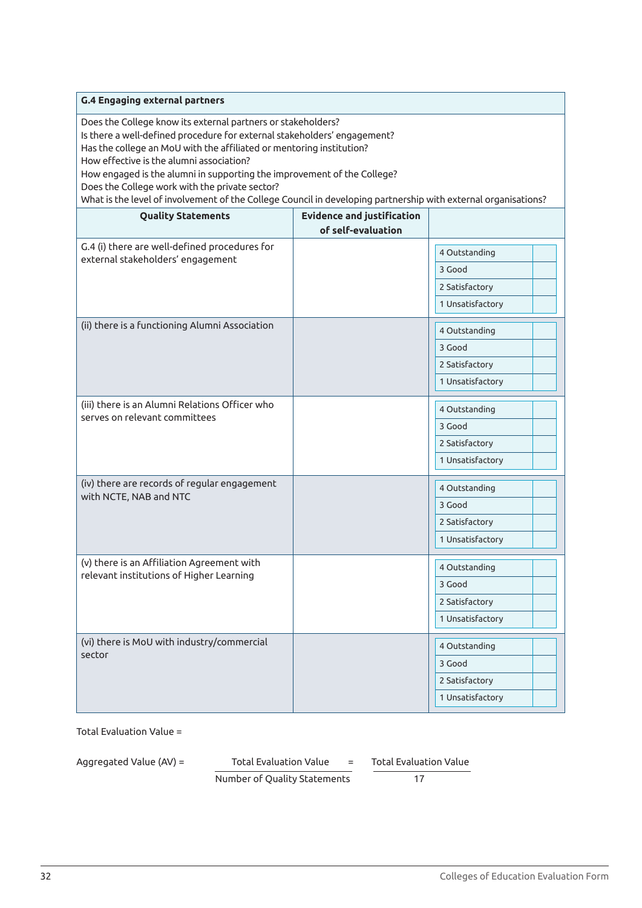| G.4 Engaging external partners | | |
|---|---|---|
| Does the College know its external partners or stakeholders?<br>Is there a well-defined procedure for external stakeholders' engagement?<br>Has the college an MoU with the affiliated or mentoring institution?<br>How effective is the alumni association?<br>How engaged is the alumni in supporting the improvement of the College?<br>Does the College work with the private sector?<br>What is the level of involvement of the College Council in developing partnership with external organisations? | | |
| **Quality Statements** | **Evidence and justification of self-evaluation** | |
| G.4 (i) there are well-defined procedures for external stakeholders' engagement | | 4 Outstanding<br>3 Good<br>2 Satisfactory<br>1 Unsatisfactory |
| (ii) there is a functioning Alumni Association | | 4 Outstanding<br>3 Good<br>2 Satisfactory<br>1 Unsatisfactory |
| (iii) there is an Alumni Relations Officer who serves on relevant committees | | 4 Outstanding<br>3 Good<br>2 Satisfactory<br>1 Unsatisfactory |
| (iv) there are records of regular engagement with NCTE, NAB and NTC | | 4 Outstanding<br>3 Good<br>2 Satisfactory<br>1 Unsatisfactory |
| (v) there is an Affiliation Agreement with relevant institutions of Higher Learning | | 4 Outstanding<br>3 Good<br>2 Satisfactory<br>1 Unsatisfactory |
| (vi) there is MoU with industry/commercial sector | | 4 Outstanding<br>3 Good<br>2 Satisfactory<br>1 Unsatisfactory |

Total Evaluation Value =

Aggregated Value (AV) = $\frac{\text{Total Evaluation Value}}{\text{Number of Quality Statements}} = \frac{\text{Total Evaluation Value}}{17}$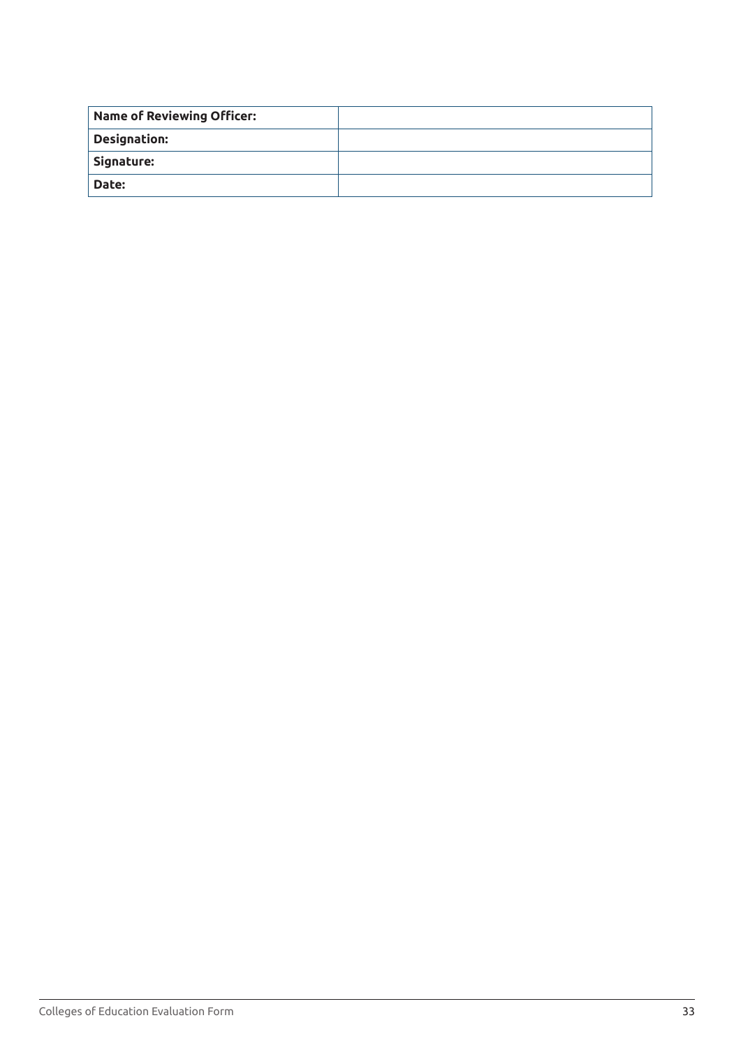| | |
|---|---|
| **Name of Reviewing Officer:** | |
| **Designation:** | |
| **Signature:** | |
| **Date:** | |